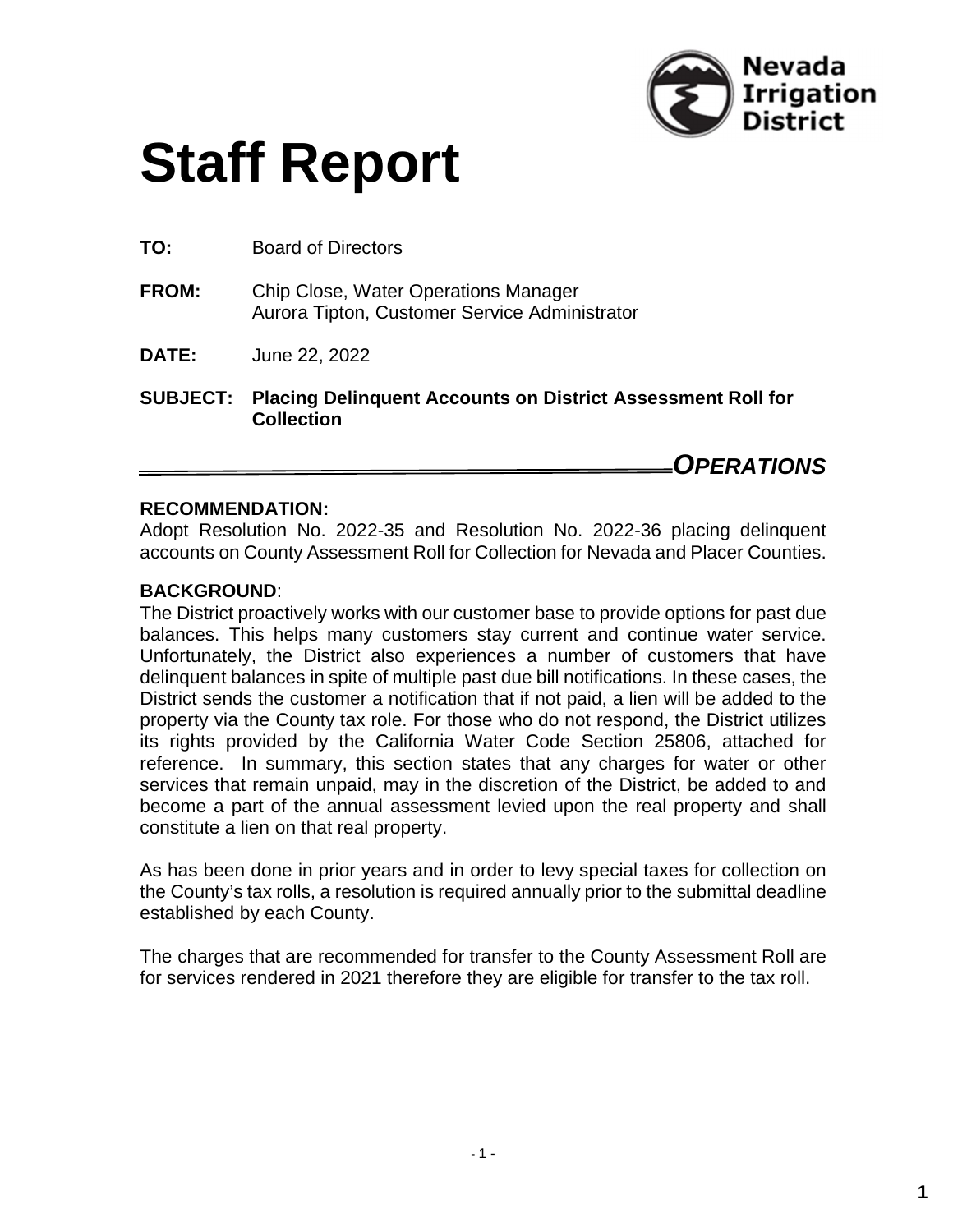Nevada Irrigation District

# Staff Report

**TO:** Board of Directors

**FROM:** Chip Close, Water Operations Manager
Aurora Tipton, Customer Service Administrator

**DATE:** June 22, 2022

**SUBJECT: Placing Delinquent Accounts on District Assessment Roll for Collection**

***OPERATIONS***

**RECOMMENDATION:**
Adopt Resolution No. 2022-35 and Resolution No. 2022-36 placing delinquent accounts on County Assessment Roll for Collection for Nevada and Placer Counties.

**BACKGROUND**:
The District proactively works with our customer base to provide options for past due balances. This helps many customers stay current and continue water service. Unfortunately, the District also experiences a number of customers that have delinquent balances in spite of multiple past due bill notifications. In these cases, the District sends the customer a notification that if not paid, a lien will be added to the property via the County tax role. For those who do not respond, the District utilizes its rights provided by the California Water Code Section 25806, attached for reference. In summary, this section states that any charges for water or other services that remain unpaid, may in the discretion of the District, be added to and become a part of the annual assessment levied upon the real property and shall constitute a lien on that real property.

As has been done in prior years and in order to levy special taxes for collection on the County's tax rolls, a resolution is required annually prior to the submittal deadline established by each County.

The charges that are recommended for transfer to the County Assessment Roll are for services rendered in 2021 therefore they are eligible for transfer to the tax roll.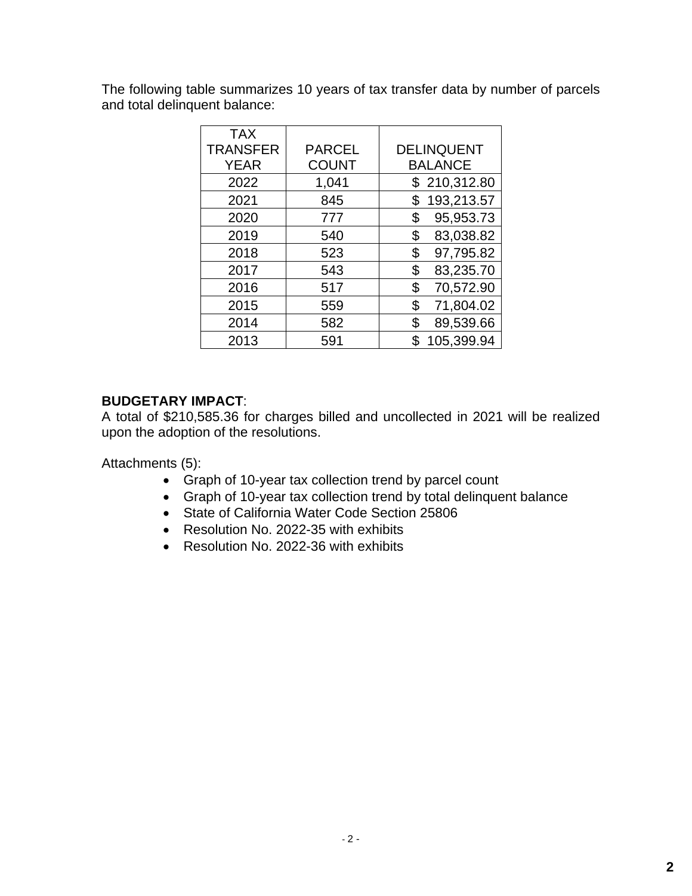The following table summarizes 10 years of tax transfer data by number of parcels and total delinquent balance:

| TAX TRANSFER YEAR | PARCEL COUNT | DELINQUENT BALANCE |
|---|---|---|
| 2022 | 1,041 | $ 210,312.80 |
| 2021 | 845 | $ 193,213.57 |
| 2020 | 777 | $ 95,953.73 |
| 2019 | 540 | $ 83,038.82 |
| 2018 | 523 | $ 97,795.82 |
| 2017 | 543 | $ 83,235.70 |
| 2016 | 517 | $ 70,572.90 |
| 2015 | 559 | $ 71,804.02 |
| 2014 | 582 | $ 89,539.66 |
| 2013 | 591 | $ 105,399.94 |

**BUDGETARY IMPACT**:
A total of $210,585.36 for charges billed and uncollected in 2021 will be realized upon the adoption of the resolutions.

Attachments (5):

- Graph of 10-year tax collection trend by parcel count
- Graph of 10-year tax collection trend by total delinquent balance
- State of California Water Code Section 25806
- Resolution No. 2022-35 with exhibits
- Resolution No. 2022-36 with exhibits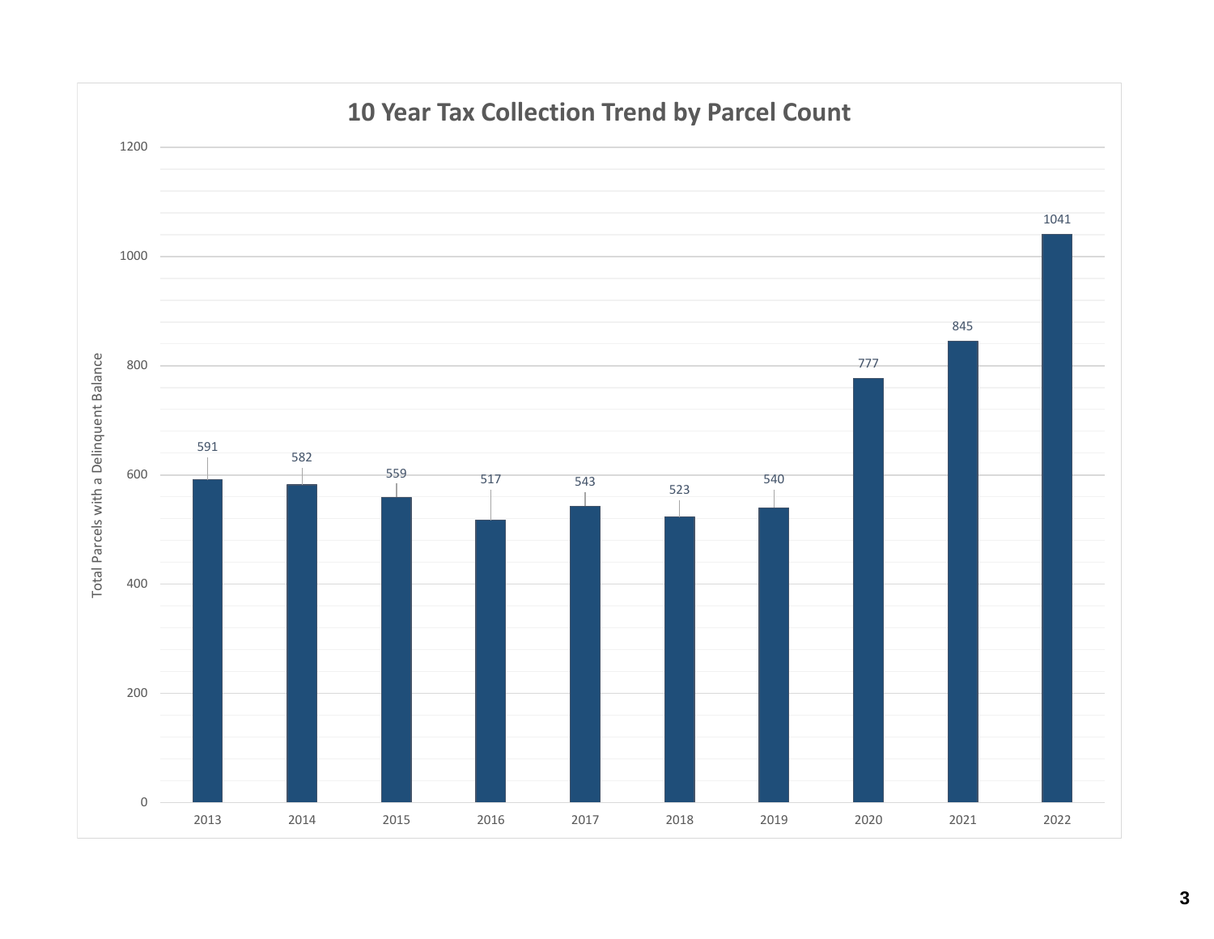## 10 Year Tax Collection Trend by Parcel Count

| Year | Total Parcels with a Delinquent Balance |
|---|---|
| 2013 | 591 |
| 2014 | 582 |
| 2015 | 559 |
| 2016 | 517 |
| 2017 | 543 |
| 2018 | 523 |
| 2019 | 540 |
| 2020 | 777 |
| 2021 | 845 |
| 2022 | 1041 |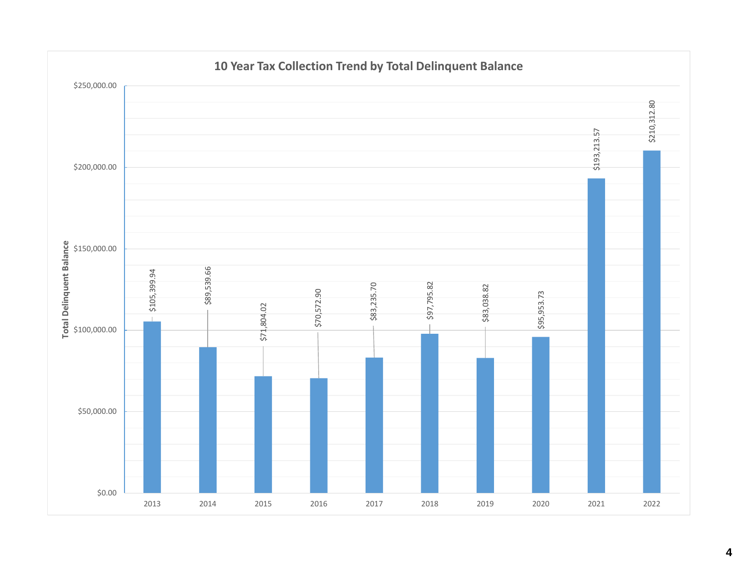## 10 Year Tax Collection Trend by Total Delinquent Balance

| Year | Total Delinquent Balance |
| --- | --- |
| 2013 | $105,399.94 |
| 2014 | $89,539.66 |
| 2015 | $71,804.02 |
| 2016 | $70,572.90 |
| 2017 | $83,235.70 |
| 2018 | $97,795.82 |
| 2019 | $83,038.82 |
| 2020 | $95,953.73 |
| 2021 | $193,213.57 |
| 2022 | $210,312.80 |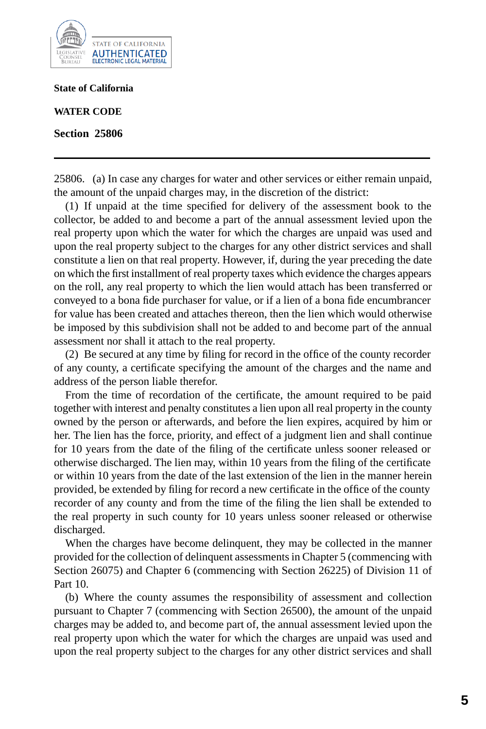**State of California**

**WATER CODE**

**Section 25806**

---

25806. (a) In case any charges for water and other services or either remain unpaid, the amount of the unpaid charges may, in the discretion of the district:

(1) If unpaid at the time specified for delivery of the assessment book to the collector, be added to and become a part of the annual assessment levied upon the real property upon which the water for which the charges are unpaid was used and upon the real property subject to the charges for any other district services and shall constitute a lien on that real property. However, if, during the year preceding the date on which the first installment of real property taxes which evidence the charges appears on the roll, any real property to which the lien would attach has been transferred or conveyed to a bona fide purchaser for value, or if a lien of a bona fide encumbrancer for value has been created and attaches thereon, then the lien which would otherwise be imposed by this subdivision shall not be added to and become part of the annual assessment nor shall it attach to the real property.

(2) Be secured at any time by filing for record in the office of the county recorder of any county, a certificate specifying the amount of the charges and the name and address of the person liable therefor.

From the time of recordation of the certificate, the amount required to be paid together with interest and penalty constitutes a lien upon all real property in the county owned by the person or afterwards, and before the lien expires, acquired by him or her. The lien has the force, priority, and effect of a judgment lien and shall continue for 10 years from the date of the filing of the certificate unless sooner released or otherwise discharged. The lien may, within 10 years from the filing of the certificate or within 10 years from the date of the last extension of the lien in the manner herein provided, be extended by filing for record a new certificate in the office of the county recorder of any county and from the time of the filing the lien shall be extended to the real property in such county for 10 years unless sooner released or otherwise discharged.

When the charges have become delinquent, they may be collected in the manner provided for the collection of delinquent assessments in Chapter 5 (commencing with Section 26075) and Chapter 6 (commencing with Section 26225) of Division 11 of Part 10.

(b) Where the county assumes the responsibility of assessment and collection pursuant to Chapter 7 (commencing with Section 26500), the amount of the unpaid charges may be added to, and become part of, the annual assessment levied upon the real property upon which the water for which the charges are unpaid was used and upon the real property subject to the charges for any other district services and shall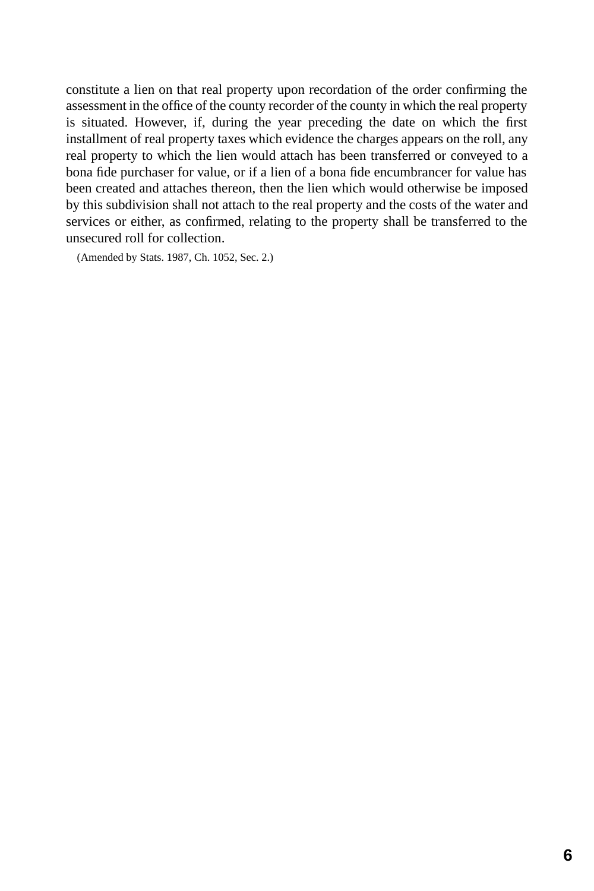constitute a lien on that real property upon recordation of the order confirming the assessment in the office of the county recorder of the county in which the real property is situated. However, if, during the year preceding the date on which the first installment of real property taxes which evidence the charges appears on the roll, any real property to which the lien would attach has been transferred or conveyed to a bona fide purchaser for value, or if a lien of a bona fide encumbrancer for value has been created and attaches thereon, then the lien which would otherwise be imposed by this subdivision shall not attach to the real property and the costs of the water and services or either, as confirmed, relating to the property shall be transferred to the unsecured roll for collection.

(Amended by Stats. 1987, Ch. 1052, Sec. 2.)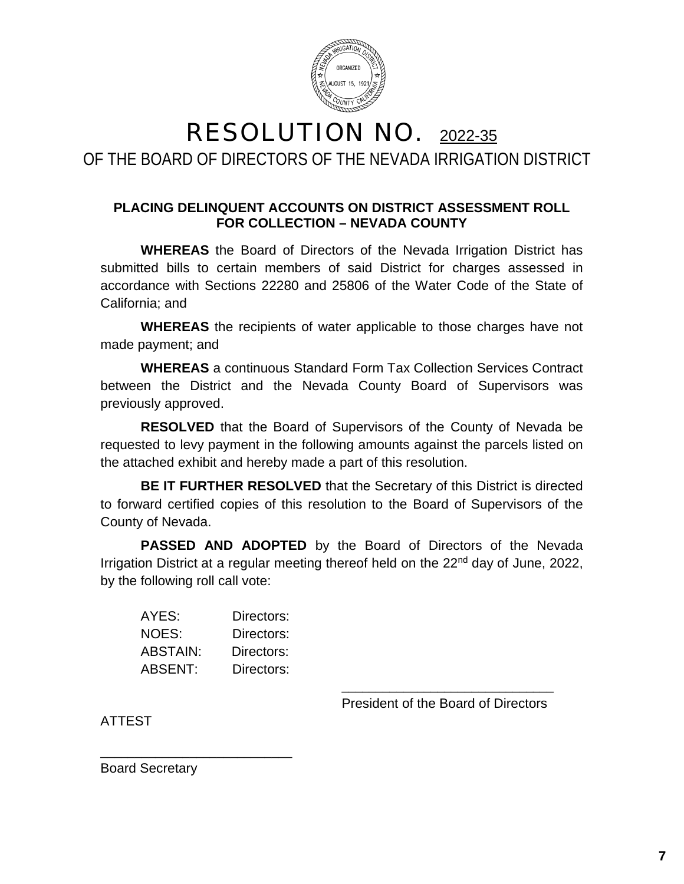# RESOLUTION NO. 2022-35

## OF THE BOARD OF DIRECTORS OF THE NEVADA IRRIGATION DISTRICT

**PLACING DELINQUENT ACCOUNTS ON DISTRICT ASSESSMENT ROLL FOR COLLECTION – NEVADA COUNTY**

**WHEREAS** the Board of Directors of the Nevada Irrigation District has submitted bills to certain members of said District for charges assessed in accordance with Sections 22280 and 25806 of the Water Code of the State of California; and

**WHEREAS** the recipients of water applicable to those charges have not made payment; and

**WHEREAS** a continuous Standard Form Tax Collection Services Contract between the District and the Nevada County Board of Supervisors was previously approved.

**RESOLVED** that the Board of Supervisors of the County of Nevada be requested to levy payment in the following amounts against the parcels listed on the attached exhibit and hereby made a part of this resolution.

**BE IT FURTHER RESOLVED** that the Secretary of this District is directed to forward certified copies of this resolution to the Board of Supervisors of the County of Nevada.

**PASSED AND ADOPTED** by the Board of Directors of the Nevada Irrigation District at a regular meeting thereof held on the 22nd day of June, 2022, by the following roll call vote:

AYES: Directors:
NOES: Directors:
ABSTAIN: Directors:
ABSENT: Directors:

\_\_\_\_\_\_\_\_\_\_\_\_\_\_\_\_\_\_\_\_\_\_\_\_\_\_\_\_\_\_
President of the Board of Directors

ATTEST

\_\_\_\_\_\_\_\_\_\_\_\_\_\_\_\_\_\_\_\_\_\_\_\_\_\_\_\_\_\_
Board Secretary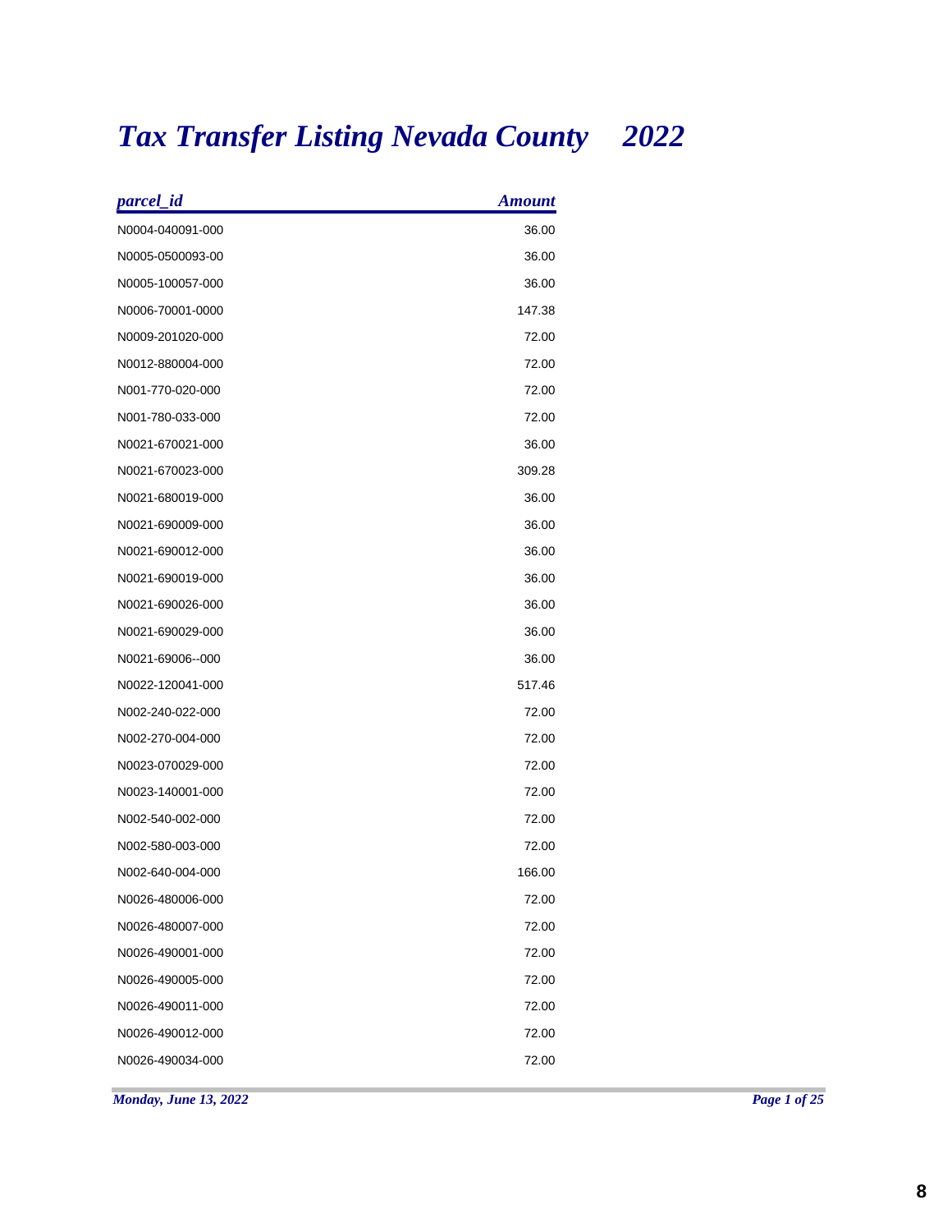# *Tax Transfer Listing Nevada County 2022*

| *parcel_id* | *Amount* |
|---|---:|
| N0004-040091-000 | 36.00 |
| N0005-0500093-00 | 36.00 |
| N0005-100057-000 | 36.00 |
| N0006-70001-0000 | 147.38 |
| N0009-201020-000 | 72.00 |
| N0012-880004-000 | 72.00 |
| N001-770-020-000 | 72.00 |
| N001-780-033-000 | 72.00 |
| N0021-670021-000 | 36.00 |
| N0021-670023-000 | 309.28 |
| N0021-680019-000 | 36.00 |
| N0021-690009-000 | 36.00 |
| N0021-690012-000 | 36.00 |
| N0021-690019-000 | 36.00 |
| N0021-690026-000 | 36.00 |
| N0021-690029-000 | 36.00 |
| N0021-69006--000 | 36.00 |
| N0022-120041-000 | 517.46 |
| N002-240-022-000 | 72.00 |
| N002-270-004-000 | 72.00 |
| N0023-070029-000 | 72.00 |
| N0023-140001-000 | 72.00 |
| N002-540-002-000 | 72.00 |
| N002-580-003-000 | 72.00 |
| N002-640-004-000 | 166.00 |
| N0026-480006-000 | 72.00 |
| N0026-480007-000 | 72.00 |
| N0026-490001-000 | 72.00 |
| N0026-490005-000 | 72.00 |
| N0026-490011-000 | 72.00 |
| N0026-490012-000 | 72.00 |
| N0026-490034-000 | 72.00 |

*Monday, June 13, 2022*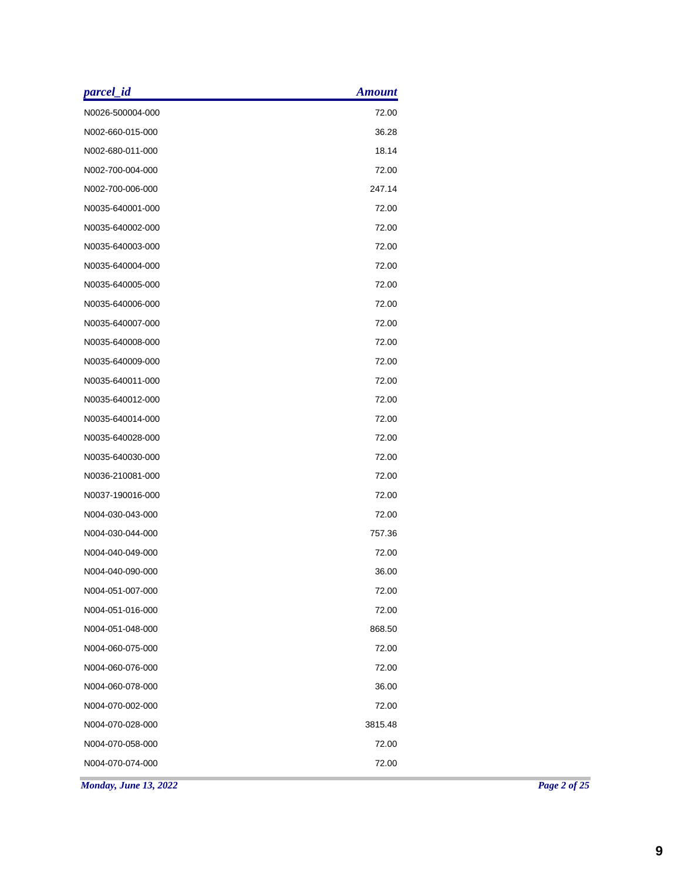| *parcel_id* | *Amount* |
| --- | ---: |
| N0026-500004-000 | 72.00 |
| N002-660-015-000 | 36.28 |
| N002-680-011-000 | 18.14 |
| N002-700-004-000 | 72.00 |
| N002-700-006-000 | 247.14 |
| N0035-640001-000 | 72.00 |
| N0035-640002-000 | 72.00 |
| N0035-640003-000 | 72.00 |
| N0035-640004-000 | 72.00 |
| N0035-640005-000 | 72.00 |
| N0035-640006-000 | 72.00 |
| N0035-640007-000 | 72.00 |
| N0035-640008-000 | 72.00 |
| N0035-640009-000 | 72.00 |
| N0035-640011-000 | 72.00 |
| N0035-640012-000 | 72.00 |
| N0035-640014-000 | 72.00 |
| N0035-640028-000 | 72.00 |
| N0035-640030-000 | 72.00 |
| N0036-210081-000 | 72.00 |
| N0037-190016-000 | 72.00 |
| N004-030-043-000 | 72.00 |
| N004-030-044-000 | 757.36 |
| N004-040-049-000 | 72.00 |
| N004-040-090-000 | 36.00 |
| N004-051-007-000 | 72.00 |
| N004-051-016-000 | 72.00 |
| N004-051-048-000 | 868.50 |
| N004-060-075-000 | 72.00 |
| N004-060-076-000 | 72.00 |
| N004-060-078-000 | 36.00 |
| N004-070-002-000 | 72.00 |
| N004-070-028-000 | 3815.48 |
| N004-070-058-000 | 72.00 |
| N004-070-074-000 | 72.00 |

*Monday, June 13, 2022*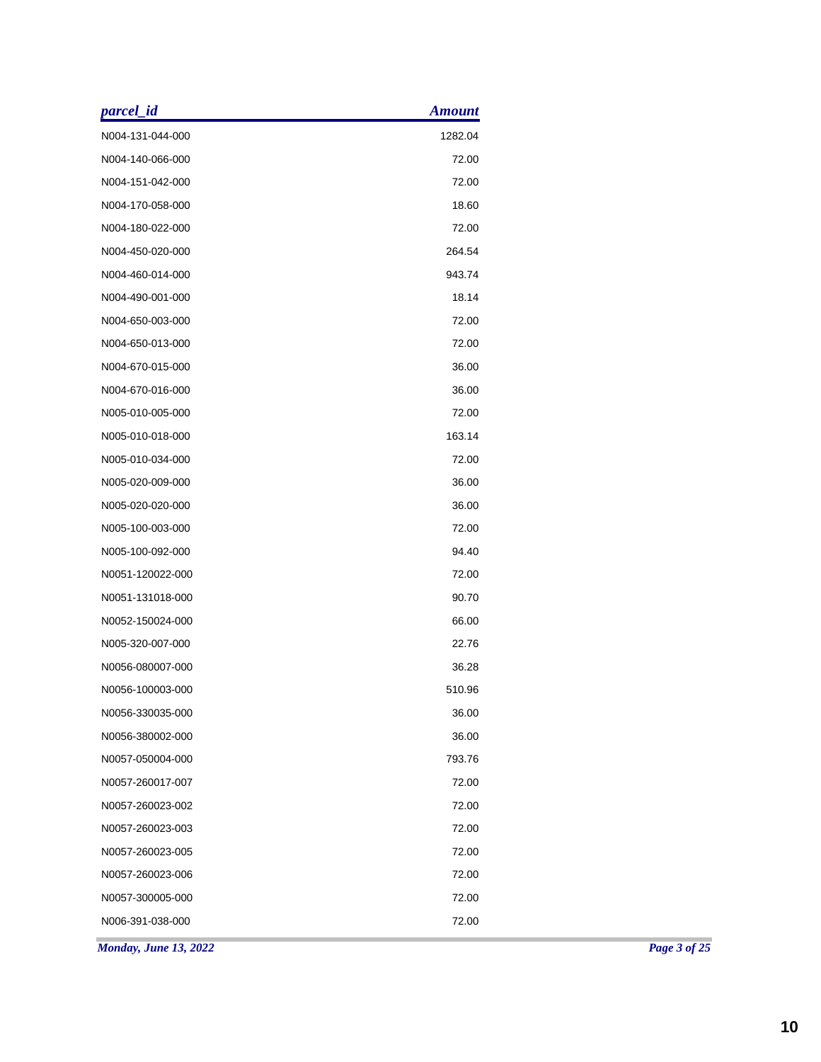| *parcel_id* | *Amount* |
| --- | --- |
| N004-131-044-000 | 1282.04 |
| N004-140-066-000 | 72.00 |
| N004-151-042-000 | 72.00 |
| N004-170-058-000 | 18.60 |
| N004-180-022-000 | 72.00 |
| N004-450-020-000 | 264.54 |
| N004-460-014-000 | 943.74 |
| N004-490-001-000 | 18.14 |
| N004-650-003-000 | 72.00 |
| N004-650-013-000 | 72.00 |
| N004-670-015-000 | 36.00 |
| N004-670-016-000 | 36.00 |
| N005-010-005-000 | 72.00 |
| N005-010-018-000 | 163.14 |
| N005-010-034-000 | 72.00 |
| N005-020-009-000 | 36.00 |
| N005-020-020-000 | 36.00 |
| N005-100-003-000 | 72.00 |
| N005-100-092-000 | 94.40 |
| N0051-120022-000 | 72.00 |
| N0051-131018-000 | 90.70 |
| N0052-150024-000 | 66.00 |
| N005-320-007-000 | 22.76 |
| N0056-080007-000 | 36.28 |
| N0056-100003-000 | 510.96 |
| N0056-330035-000 | 36.00 |
| N0056-380002-000 | 36.00 |
| N0057-050004-000 | 793.76 |
| N0057-260017-007 | 72.00 |
| N0057-260023-002 | 72.00 |
| N0057-260023-003 | 72.00 |
| N0057-260023-005 | 72.00 |
| N0057-260023-006 | 72.00 |
| N0057-300005-000 | 72.00 |
| N006-391-038-000 | 72.00 |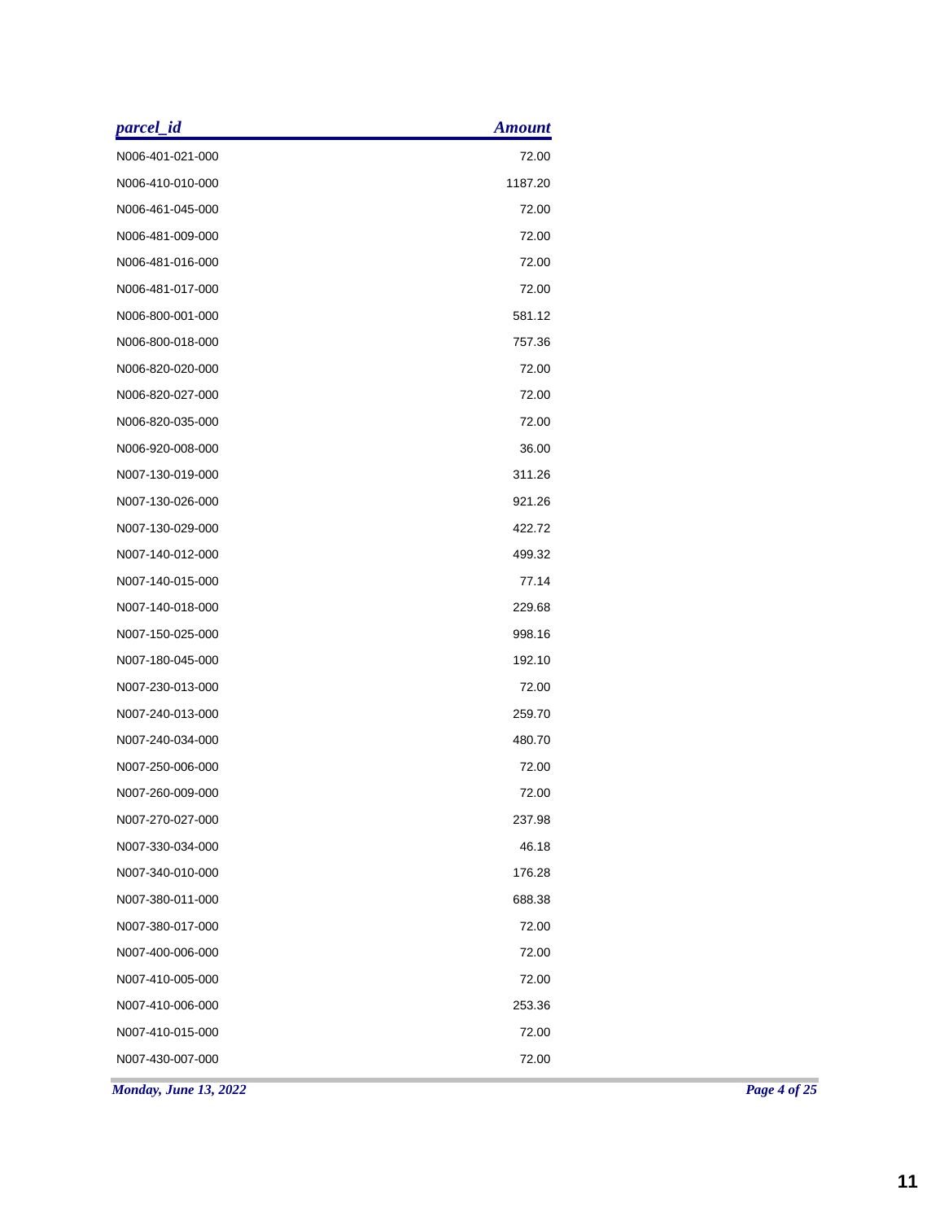| *parcel_id* | *Amount* |
|---|---:|
| N006-401-021-000 | 72.00 |
| N006-410-010-000 | 1187.20 |
| N006-461-045-000 | 72.00 |
| N006-481-009-000 | 72.00 |
| N006-481-016-000 | 72.00 |
| N006-481-017-000 | 72.00 |
| N006-800-001-000 | 581.12 |
| N006-800-018-000 | 757.36 |
| N006-820-020-000 | 72.00 |
| N006-820-027-000 | 72.00 |
| N006-820-035-000 | 72.00 |
| N006-920-008-000 | 36.00 |
| N007-130-019-000 | 311.26 |
| N007-130-026-000 | 921.26 |
| N007-130-029-000 | 422.72 |
| N007-140-012-000 | 499.32 |
| N007-140-015-000 | 77.14 |
| N007-140-018-000 | 229.68 |
| N007-150-025-000 | 998.16 |
| N007-180-045-000 | 192.10 |
| N007-230-013-000 | 72.00 |
| N007-240-013-000 | 259.70 |
| N007-240-034-000 | 480.70 |
| N007-250-006-000 | 72.00 |
| N007-260-009-000 | 72.00 |
| N007-270-027-000 | 237.98 |
| N007-330-034-000 | 46.18 |
| N007-340-010-000 | 176.28 |
| N007-380-011-000 | 688.38 |
| N007-380-017-000 | 72.00 |
| N007-400-006-000 | 72.00 |
| N007-410-005-000 | 72.00 |
| N007-410-006-000 | 253.36 |
| N007-410-015-000 | 72.00 |
| N007-430-007-000 | 72.00 |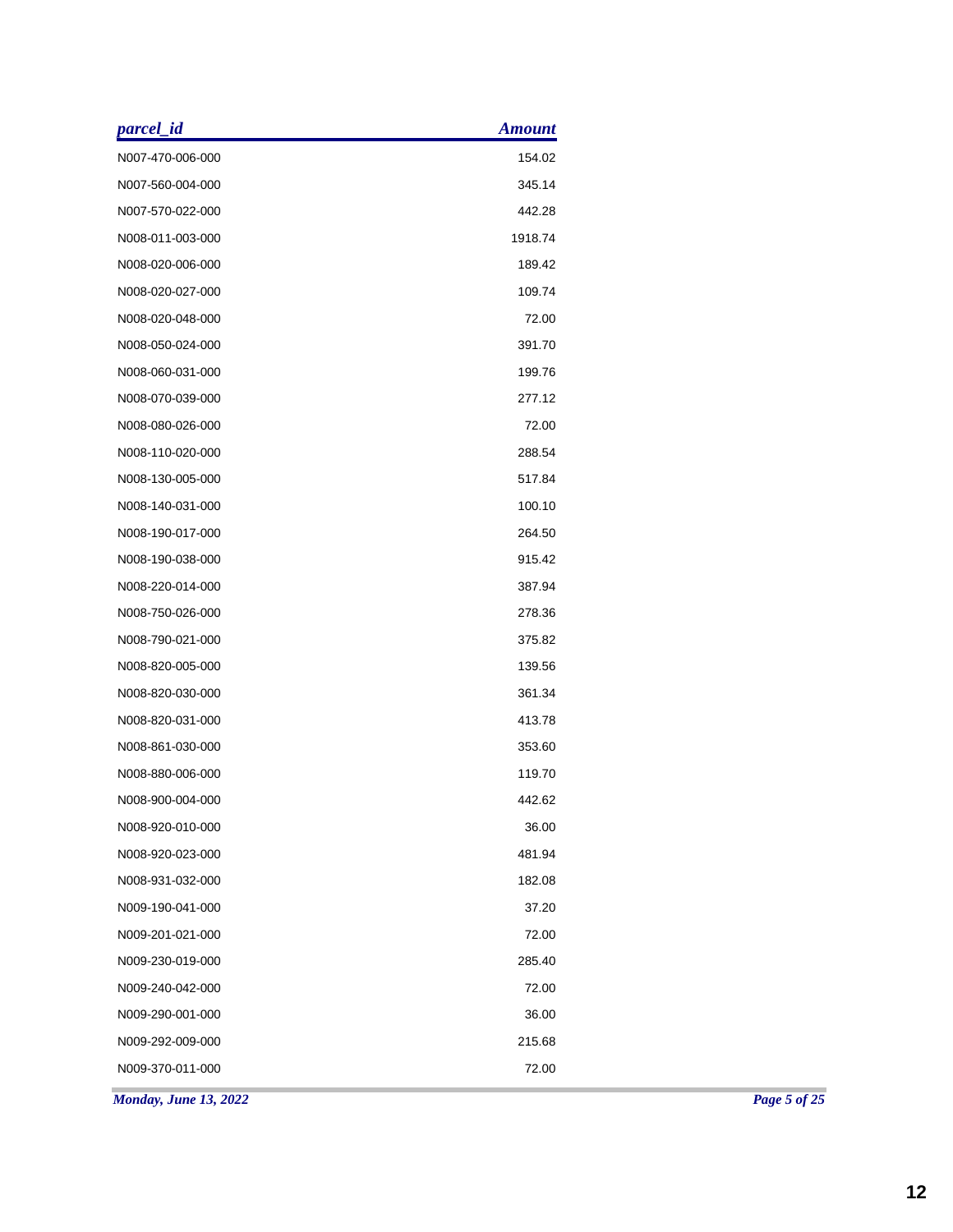| parcel_id | Amount |
|---|---:|
| N007-470-006-000 | 154.02 |
| N007-560-004-000 | 345.14 |
| N007-570-022-000 | 442.28 |
| N008-011-003-000 | 1918.74 |
| N008-020-006-000 | 189.42 |
| N008-020-027-000 | 109.74 |
| N008-020-048-000 | 72.00 |
| N008-050-024-000 | 391.70 |
| N008-060-031-000 | 199.76 |
| N008-070-039-000 | 277.12 |
| N008-080-026-000 | 72.00 |
| N008-110-020-000 | 288.54 |
| N008-130-005-000 | 517.84 |
| N008-140-031-000 | 100.10 |
| N008-190-017-000 | 264.50 |
| N008-190-038-000 | 915.42 |
| N008-220-014-000 | 387.94 |
| N008-750-026-000 | 278.36 |
| N008-790-021-000 | 375.82 |
| N008-820-005-000 | 139.56 |
| N008-820-030-000 | 361.34 |
| N008-820-031-000 | 413.78 |
| N008-861-030-000 | 353.60 |
| N008-880-006-000 | 119.70 |
| N008-900-004-000 | 442.62 |
| N008-920-010-000 | 36.00 |
| N008-920-023-000 | 481.94 |
| N008-931-032-000 | 182.08 |
| N009-190-041-000 | 37.20 |
| N009-201-021-000 | 72.00 |
| N009-230-019-000 | 285.40 |
| N009-240-042-000 | 72.00 |
| N009-290-001-000 | 36.00 |
| N009-292-009-000 | 215.68 |
| N009-370-011-000 | 72.00 |

*Monday, June 13, 2022*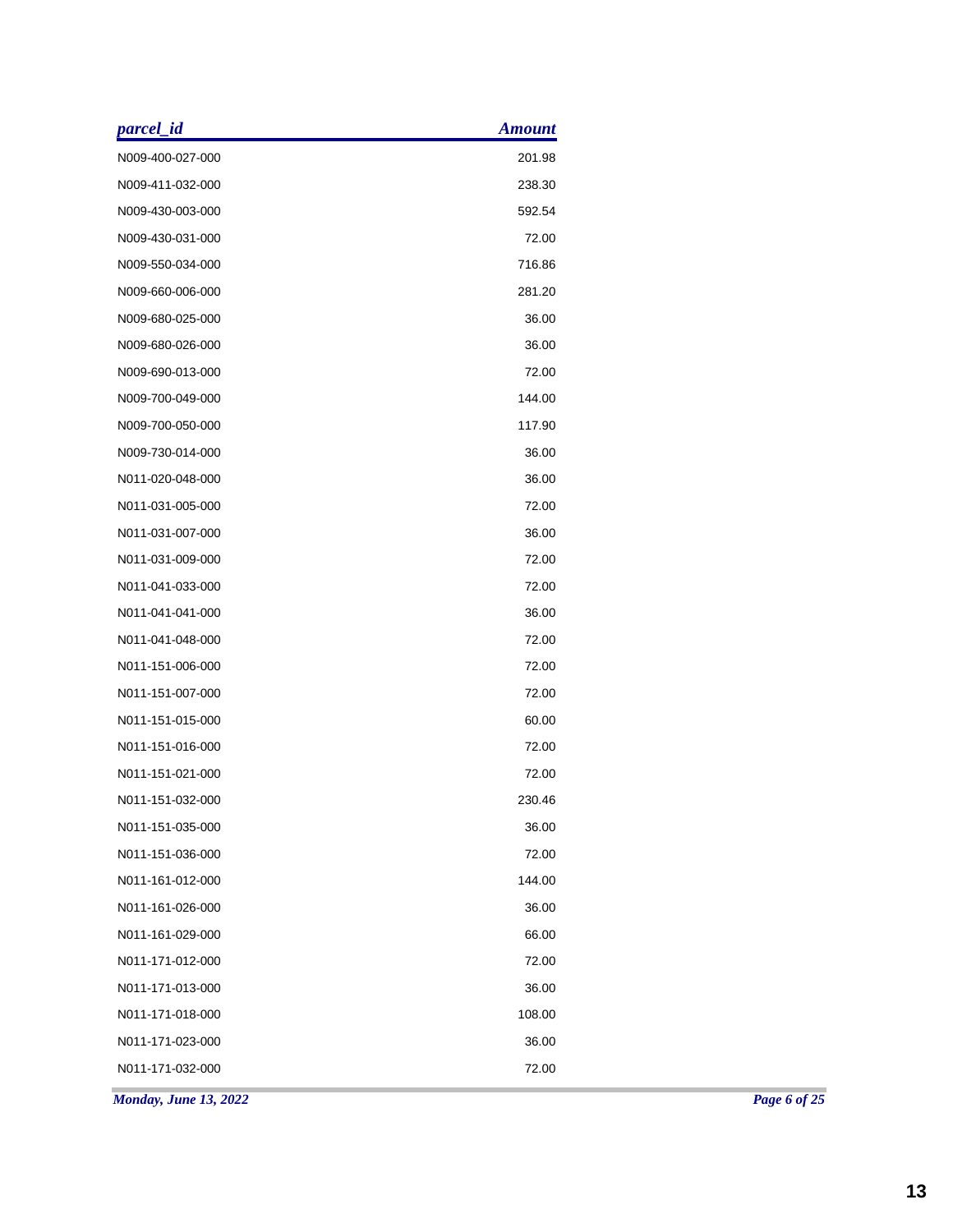| parcel_id | Amount |
|---|---:|
| N009-400-027-000 | 201.98 |
| N009-411-032-000 | 238.30 |
| N009-430-003-000 | 592.54 |
| N009-430-031-000 | 72.00 |
| N009-550-034-000 | 716.86 |
| N009-660-006-000 | 281.20 |
| N009-680-025-000 | 36.00 |
| N009-680-026-000 | 36.00 |
| N009-690-013-000 | 72.00 |
| N009-700-049-000 | 144.00 |
| N009-700-050-000 | 117.90 |
| N009-730-014-000 | 36.00 |
| N011-020-048-000 | 36.00 |
| N011-031-005-000 | 72.00 |
| N011-031-007-000 | 36.00 |
| N011-031-009-000 | 72.00 |
| N011-041-033-000 | 72.00 |
| N011-041-041-000 | 36.00 |
| N011-041-048-000 | 72.00 |
| N011-151-006-000 | 72.00 |
| N011-151-007-000 | 72.00 |
| N011-151-015-000 | 60.00 |
| N011-151-016-000 | 72.00 |
| N011-151-021-000 | 72.00 |
| N011-151-032-000 | 230.46 |
| N011-151-035-000 | 36.00 |
| N011-151-036-000 | 72.00 |
| N011-161-012-000 | 144.00 |
| N011-161-026-000 | 36.00 |
| N011-161-029-000 | 66.00 |
| N011-171-012-000 | 72.00 |
| N011-171-013-000 | 36.00 |
| N011-171-018-000 | 108.00 |
| N011-171-023-000 | 36.00 |
| N011-171-032-000 | 72.00 |

*Monday, June 13, 2022*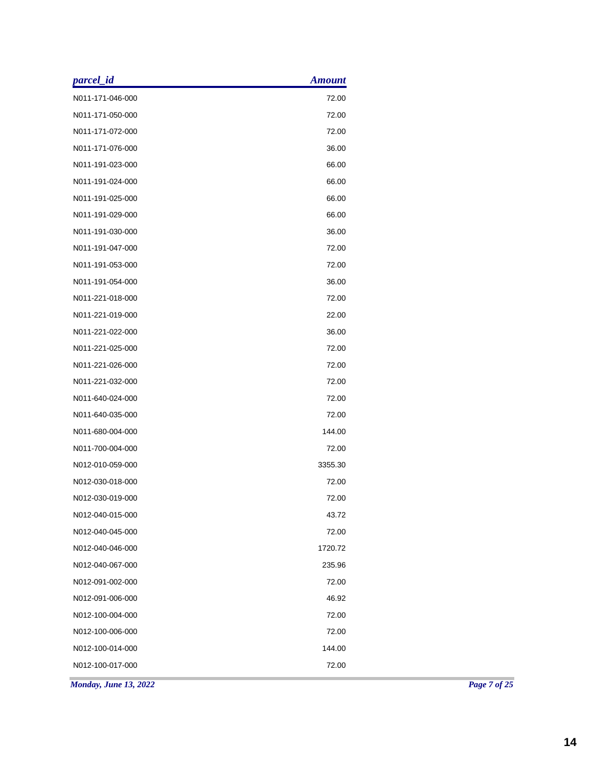| parcel_id | Amount |
| --- | --- |
| N011-171-046-000 | 72.00 |
| N011-171-050-000 | 72.00 |
| N011-171-072-000 | 72.00 |
| N011-171-076-000 | 36.00 |
| N011-191-023-000 | 66.00 |
| N011-191-024-000 | 66.00 |
| N011-191-025-000 | 66.00 |
| N011-191-029-000 | 66.00 |
| N011-191-030-000 | 36.00 |
| N011-191-047-000 | 72.00 |
| N011-191-053-000 | 72.00 |
| N011-191-054-000 | 36.00 |
| N011-221-018-000 | 72.00 |
| N011-221-019-000 | 22.00 |
| N011-221-022-000 | 36.00 |
| N011-221-025-000 | 72.00 |
| N011-221-026-000 | 72.00 |
| N011-221-032-000 | 72.00 |
| N011-640-024-000 | 72.00 |
| N011-640-035-000 | 72.00 |
| N011-680-004-000 | 144.00 |
| N011-700-004-000 | 72.00 |
| N012-010-059-000 | 3355.30 |
| N012-030-018-000 | 72.00 |
| N012-030-019-000 | 72.00 |
| N012-040-015-000 | 43.72 |
| N012-040-045-000 | 72.00 |
| N012-040-046-000 | 1720.72 |
| N012-040-067-000 | 235.96 |
| N012-091-002-000 | 72.00 |
| N012-091-006-000 | 46.92 |
| N012-100-004-000 | 72.00 |
| N012-100-006-000 | 72.00 |
| N012-100-014-000 | 144.00 |
| N012-100-017-000 | 72.00 |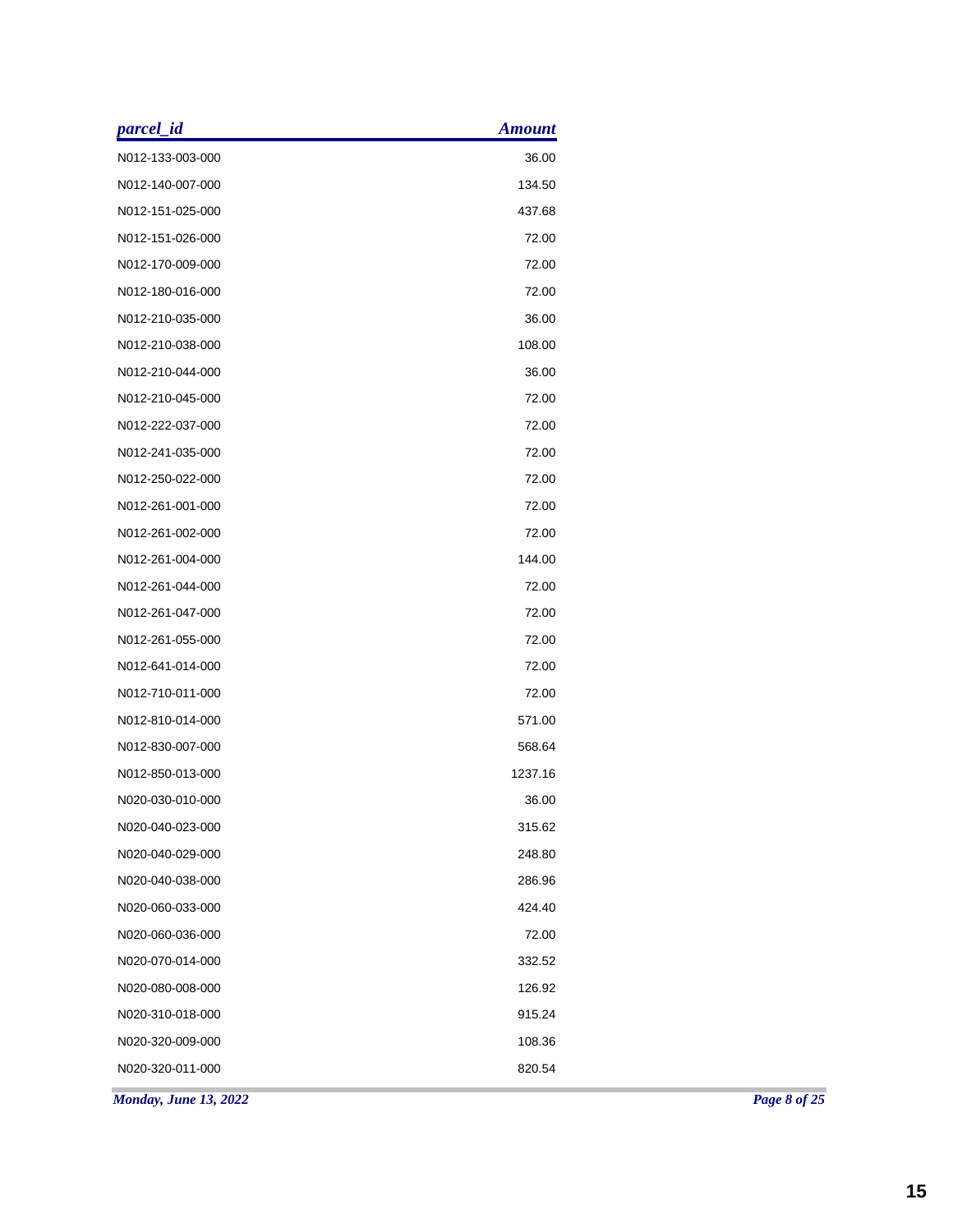| parcel_id | Amount |
|---|---:|
| N012-133-003-000 | 36.00 |
| N012-140-007-000 | 134.50 |
| N012-151-025-000 | 437.68 |
| N012-151-026-000 | 72.00 |
| N012-170-009-000 | 72.00 |
| N012-180-016-000 | 72.00 |
| N012-210-035-000 | 36.00 |
| N012-210-038-000 | 108.00 |
| N012-210-044-000 | 36.00 |
| N012-210-045-000 | 72.00 |
| N012-222-037-000 | 72.00 |
| N012-241-035-000 | 72.00 |
| N012-250-022-000 | 72.00 |
| N012-261-001-000 | 72.00 |
| N012-261-002-000 | 72.00 |
| N012-261-004-000 | 144.00 |
| N012-261-044-000 | 72.00 |
| N012-261-047-000 | 72.00 |
| N012-261-055-000 | 72.00 |
| N012-641-014-000 | 72.00 |
| N012-710-011-000 | 72.00 |
| N012-810-014-000 | 571.00 |
| N012-830-007-000 | 568.64 |
| N012-850-013-000 | 1237.16 |
| N020-030-010-000 | 36.00 |
| N020-040-023-000 | 315.62 |
| N020-040-029-000 | 248.80 |
| N020-040-038-000 | 286.96 |
| N020-060-033-000 | 424.40 |
| N020-060-036-000 | 72.00 |
| N020-070-014-000 | 332.52 |
| N020-080-008-000 | 126.92 |
| N020-310-018-000 | 915.24 |
| N020-320-009-000 | 108.36 |
| N020-320-011-000 | 820.54 |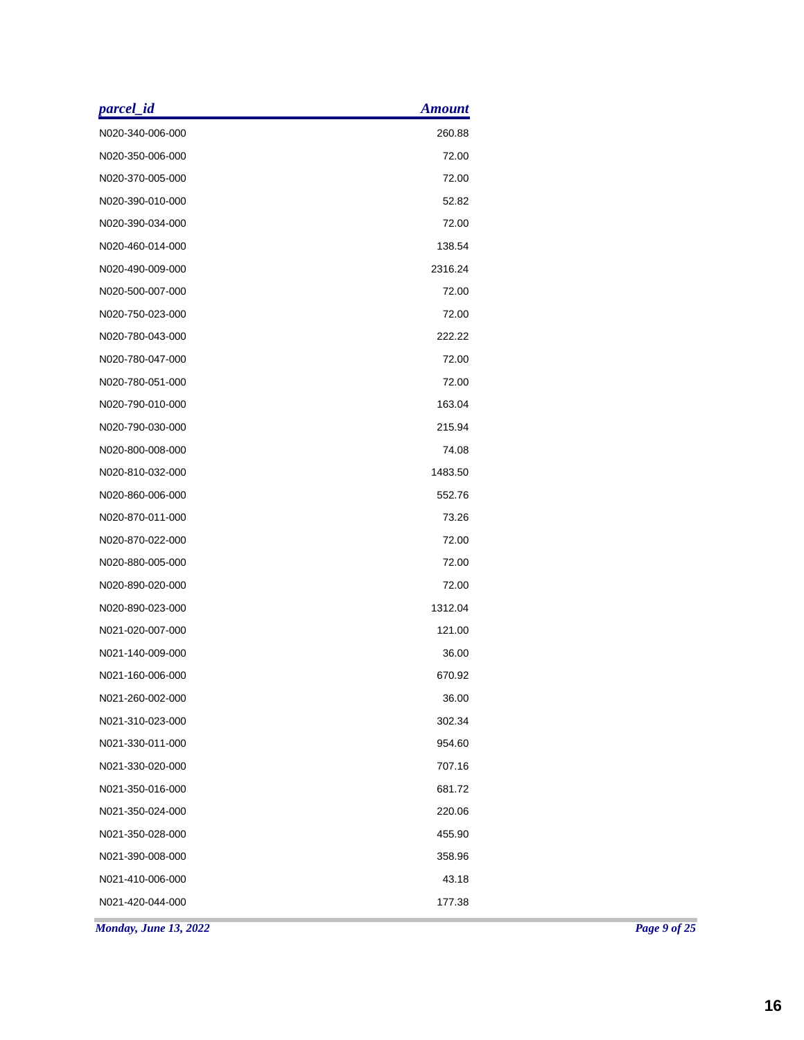| parcel_id | Amount |
| --- | ---: |
| N020-340-006-000 | 260.88 |
| N020-350-006-000 | 72.00 |
| N020-370-005-000 | 72.00 |
| N020-390-010-000 | 52.82 |
| N020-390-034-000 | 72.00 |
| N020-460-014-000 | 138.54 |
| N020-490-009-000 | 2316.24 |
| N020-500-007-000 | 72.00 |
| N020-750-023-000 | 72.00 |
| N020-780-043-000 | 222.22 |
| N020-780-047-000 | 72.00 |
| N020-780-051-000 | 72.00 |
| N020-790-010-000 | 163.04 |
| N020-790-030-000 | 215.94 |
| N020-800-008-000 | 74.08 |
| N020-810-032-000 | 1483.50 |
| N020-860-006-000 | 552.76 |
| N020-870-011-000 | 73.26 |
| N020-870-022-000 | 72.00 |
| N020-880-005-000 | 72.00 |
| N020-890-020-000 | 72.00 |
| N020-890-023-000 | 1312.04 |
| N021-020-007-000 | 121.00 |
| N021-140-009-000 | 36.00 |
| N021-160-006-000 | 670.92 |
| N021-260-002-000 | 36.00 |
| N021-310-023-000 | 302.34 |
| N021-330-011-000 | 954.60 |
| N021-330-020-000 | 707.16 |
| N021-350-016-000 | 681.72 |
| N021-350-024-000 | 220.06 |
| N021-350-028-000 | 455.90 |
| N021-390-008-000 | 358.96 |
| N021-410-006-000 | 43.18 |
| N021-420-044-000 | 177.38 |

*Monday, June 13, 2022*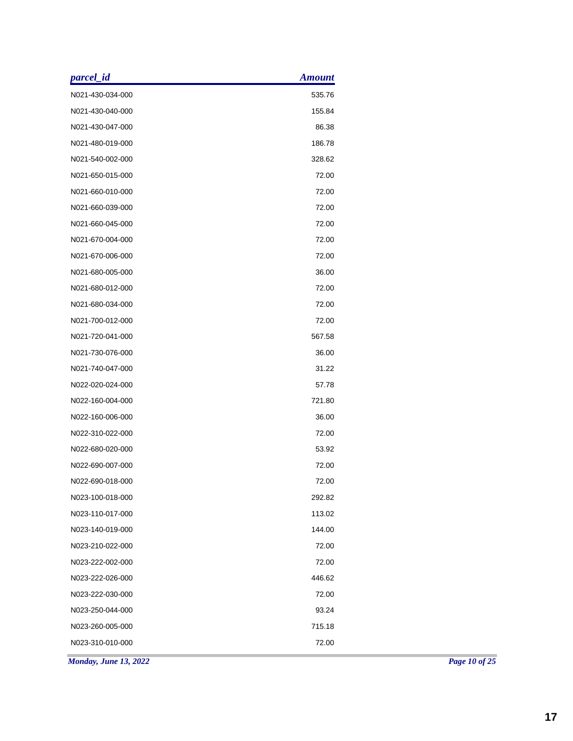| parcel_id | Amount |
|---|---|
| N021-430-034-000 | 535.76 |
| N021-430-040-000 | 155.84 |
| N021-430-047-000 | 86.38 |
| N021-480-019-000 | 186.78 |
| N021-540-002-000 | 328.62 |
| N021-650-015-000 | 72.00 |
| N021-660-010-000 | 72.00 |
| N021-660-039-000 | 72.00 |
| N021-660-045-000 | 72.00 |
| N021-670-004-000 | 72.00 |
| N021-670-006-000 | 72.00 |
| N021-680-005-000 | 36.00 |
| N021-680-012-000 | 72.00 |
| N021-680-034-000 | 72.00 |
| N021-700-012-000 | 72.00 |
| N021-720-041-000 | 567.58 |
| N021-730-076-000 | 36.00 |
| N021-740-047-000 | 31.22 |
| N022-020-024-000 | 57.78 |
| N022-160-004-000 | 721.80 |
| N022-160-006-000 | 36.00 |
| N022-310-022-000 | 72.00 |
| N022-680-020-000 | 53.92 |
| N022-690-007-000 | 72.00 |
| N022-690-018-000 | 72.00 |
| N023-100-018-000 | 292.82 |
| N023-110-017-000 | 113.02 |
| N023-140-019-000 | 144.00 |
| N023-210-022-000 | 72.00 |
| N023-222-002-000 | 72.00 |
| N023-222-026-000 | 446.62 |
| N023-222-030-000 | 72.00 |
| N023-250-044-000 | 93.24 |
| N023-260-005-000 | 715.18 |
| N023-310-010-000 | 72.00 |

*Monday, June 13, 2022*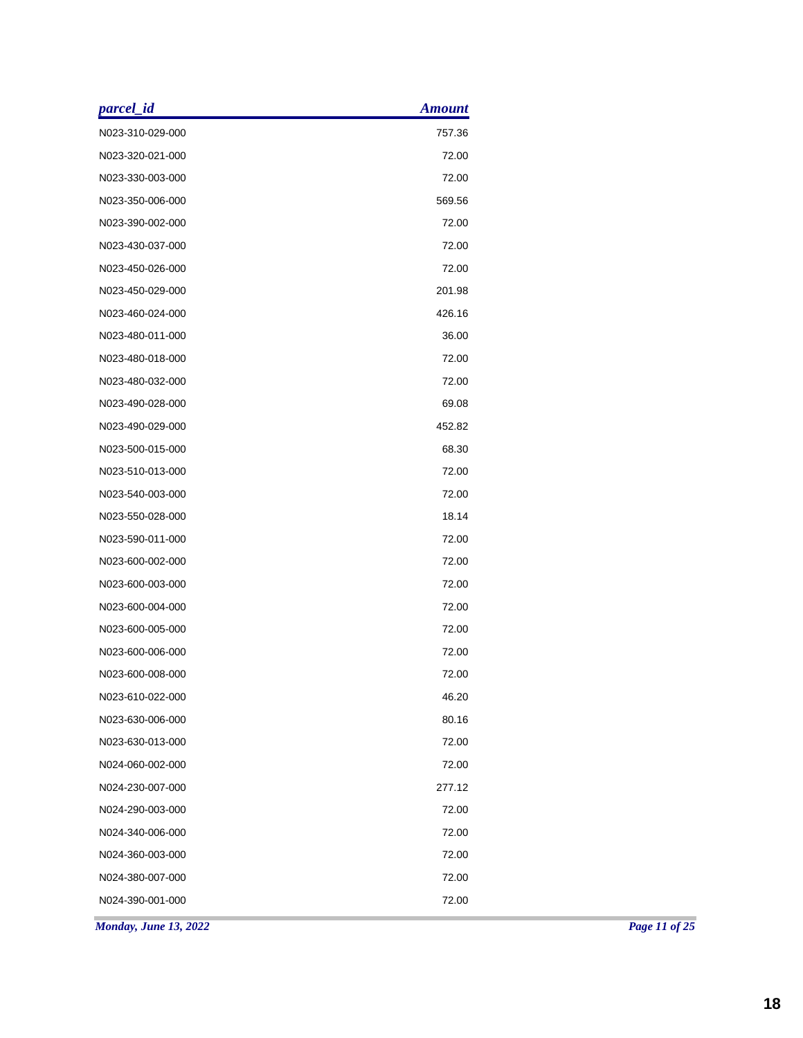| parcel_id | Amount |
| --- | ---: |
| N023-310-029-000 | 757.36 |
| N023-320-021-000 | 72.00 |
| N023-330-003-000 | 72.00 |
| N023-350-006-000 | 569.56 |
| N023-390-002-000 | 72.00 |
| N023-430-037-000 | 72.00 |
| N023-450-026-000 | 72.00 |
| N023-450-029-000 | 201.98 |
| N023-460-024-000 | 426.16 |
| N023-480-011-000 | 36.00 |
| N023-480-018-000 | 72.00 |
| N023-480-032-000 | 72.00 |
| N023-490-028-000 | 69.08 |
| N023-490-029-000 | 452.82 |
| N023-500-015-000 | 68.30 |
| N023-510-013-000 | 72.00 |
| N023-540-003-000 | 72.00 |
| N023-550-028-000 | 18.14 |
| N023-590-011-000 | 72.00 |
| N023-600-002-000 | 72.00 |
| N023-600-003-000 | 72.00 |
| N023-600-004-000 | 72.00 |
| N023-600-005-000 | 72.00 |
| N023-600-006-000 | 72.00 |
| N023-600-008-000 | 72.00 |
| N023-610-022-000 | 46.20 |
| N023-630-006-000 | 80.16 |
| N023-630-013-000 | 72.00 |
| N024-060-002-000 | 72.00 |
| N024-230-007-000 | 277.12 |
| N024-290-003-000 | 72.00 |
| N024-340-006-000 | 72.00 |
| N024-360-003-000 | 72.00 |
| N024-380-007-000 | 72.00 |
| N024-390-001-000 | 72.00 |

*Monday, June 13, 2022*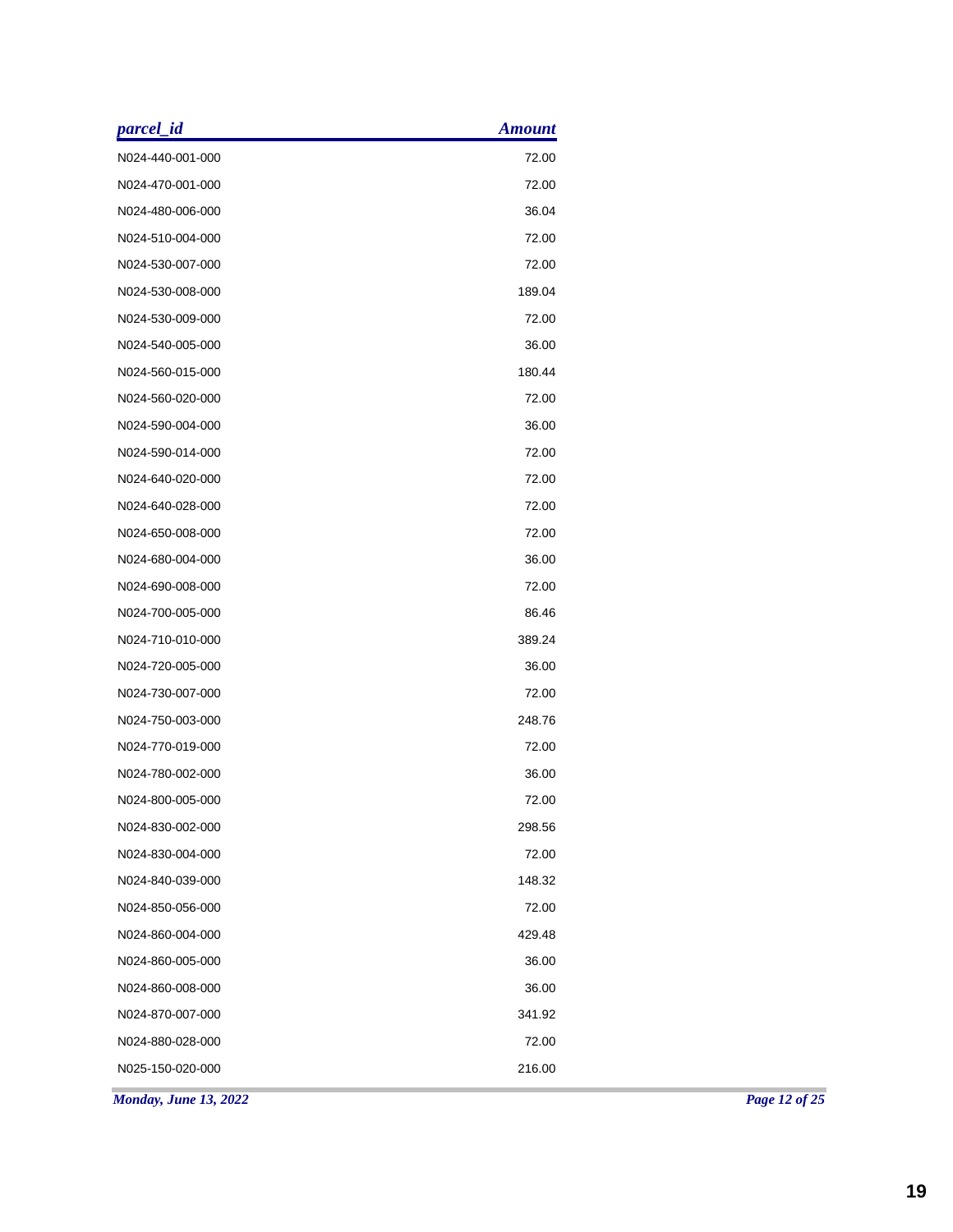| parcel_id | Amount |
|---|---|
| N024-440-001-000 | 72.00 |
| N024-470-001-000 | 72.00 |
| N024-480-006-000 | 36.04 |
| N024-510-004-000 | 72.00 |
| N024-530-007-000 | 72.00 |
| N024-530-008-000 | 189.04 |
| N024-530-009-000 | 72.00 |
| N024-540-005-000 | 36.00 |
| N024-560-015-000 | 180.44 |
| N024-560-020-000 | 72.00 |
| N024-590-004-000 | 36.00 |
| N024-590-014-000 | 72.00 |
| N024-640-020-000 | 72.00 |
| N024-640-028-000 | 72.00 |
| N024-650-008-000 | 72.00 |
| N024-680-004-000 | 36.00 |
| N024-690-008-000 | 72.00 |
| N024-700-005-000 | 86.46 |
| N024-710-010-000 | 389.24 |
| N024-720-005-000 | 36.00 |
| N024-730-007-000 | 72.00 |
| N024-750-003-000 | 248.76 |
| N024-770-019-000 | 72.00 |
| N024-780-002-000 | 36.00 |
| N024-800-005-000 | 72.00 |
| N024-830-002-000 | 298.56 |
| N024-830-004-000 | 72.00 |
| N024-840-039-000 | 148.32 |
| N024-850-056-000 | 72.00 |
| N024-860-004-000 | 429.48 |
| N024-860-005-000 | 36.00 |
| N024-860-008-000 | 36.00 |
| N024-870-007-000 | 341.92 |
| N024-880-028-000 | 72.00 |
| N025-150-020-000 | 216.00 |

*Monday, June 13, 2022*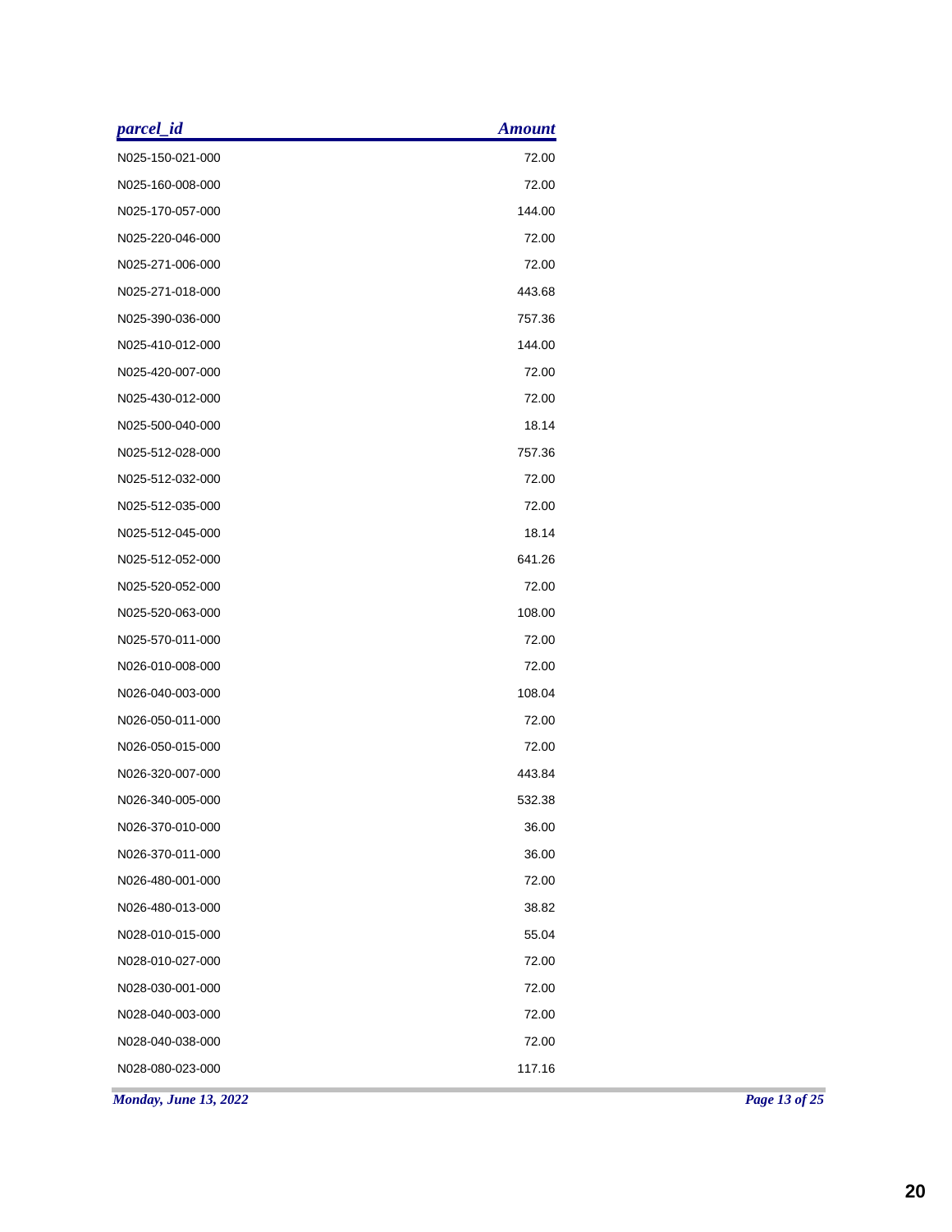| parcel_id | Amount |
| --- | --- |
| N025-150-021-000 | 72.00 |
| N025-160-008-000 | 72.00 |
| N025-170-057-000 | 144.00 |
| N025-220-046-000 | 72.00 |
| N025-271-006-000 | 72.00 |
| N025-271-018-000 | 443.68 |
| N025-390-036-000 | 757.36 |
| N025-410-012-000 | 144.00 |
| N025-420-007-000 | 72.00 |
| N025-430-012-000 | 72.00 |
| N025-500-040-000 | 18.14 |
| N025-512-028-000 | 757.36 |
| N025-512-032-000 | 72.00 |
| N025-512-035-000 | 72.00 |
| N025-512-045-000 | 18.14 |
| N025-512-052-000 | 641.26 |
| N025-520-052-000 | 72.00 |
| N025-520-063-000 | 108.00 |
| N025-570-011-000 | 72.00 |
| N026-010-008-000 | 72.00 |
| N026-040-003-000 | 108.04 |
| N026-050-011-000 | 72.00 |
| N026-050-015-000 | 72.00 |
| N026-320-007-000 | 443.84 |
| N026-340-005-000 | 532.38 |
| N026-370-010-000 | 36.00 |
| N026-370-011-000 | 36.00 |
| N026-480-001-000 | 72.00 |
| N026-480-013-000 | 38.82 |
| N028-010-015-000 | 55.04 |
| N028-010-027-000 | 72.00 |
| N028-030-001-000 | 72.00 |
| N028-040-003-000 | 72.00 |
| N028-040-038-000 | 72.00 |
| N028-080-023-000 | 117.16 |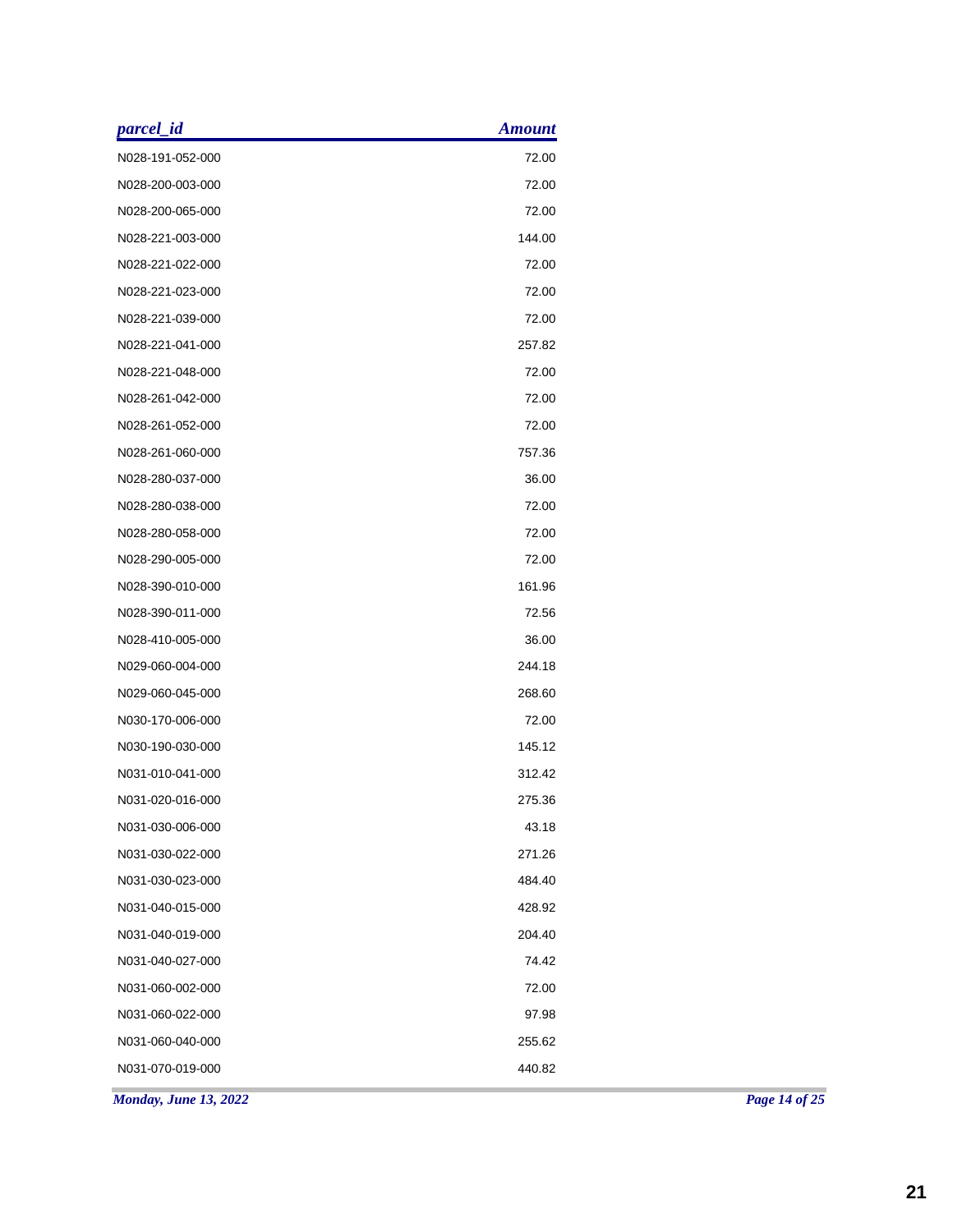| parcel_id | Amount |
|---|---|
| N028-191-052-000 | 72.00 |
| N028-200-003-000 | 72.00 |
| N028-200-065-000 | 72.00 |
| N028-221-003-000 | 144.00 |
| N028-221-022-000 | 72.00 |
| N028-221-023-000 | 72.00 |
| N028-221-039-000 | 72.00 |
| N028-221-041-000 | 257.82 |
| N028-221-048-000 | 72.00 |
| N028-261-042-000 | 72.00 |
| N028-261-052-000 | 72.00 |
| N028-261-060-000 | 757.36 |
| N028-280-037-000 | 36.00 |
| N028-280-038-000 | 72.00 |
| N028-280-058-000 | 72.00 |
| N028-290-005-000 | 72.00 |
| N028-390-010-000 | 161.96 |
| N028-390-011-000 | 72.56 |
| N028-410-005-000 | 36.00 |
| N029-060-004-000 | 244.18 |
| N029-060-045-000 | 268.60 |
| N030-170-006-000 | 72.00 |
| N030-190-030-000 | 145.12 |
| N031-010-041-000 | 312.42 |
| N031-020-016-000 | 275.36 |
| N031-030-006-000 | 43.18 |
| N031-030-022-000 | 271.26 |
| N031-030-023-000 | 484.40 |
| N031-040-015-000 | 428.92 |
| N031-040-019-000 | 204.40 |
| N031-040-027-000 | 74.42 |
| N031-060-002-000 | 72.00 |
| N031-060-022-000 | 97.98 |
| N031-060-040-000 | 255.62 |
| N031-070-019-000 | 440.82 |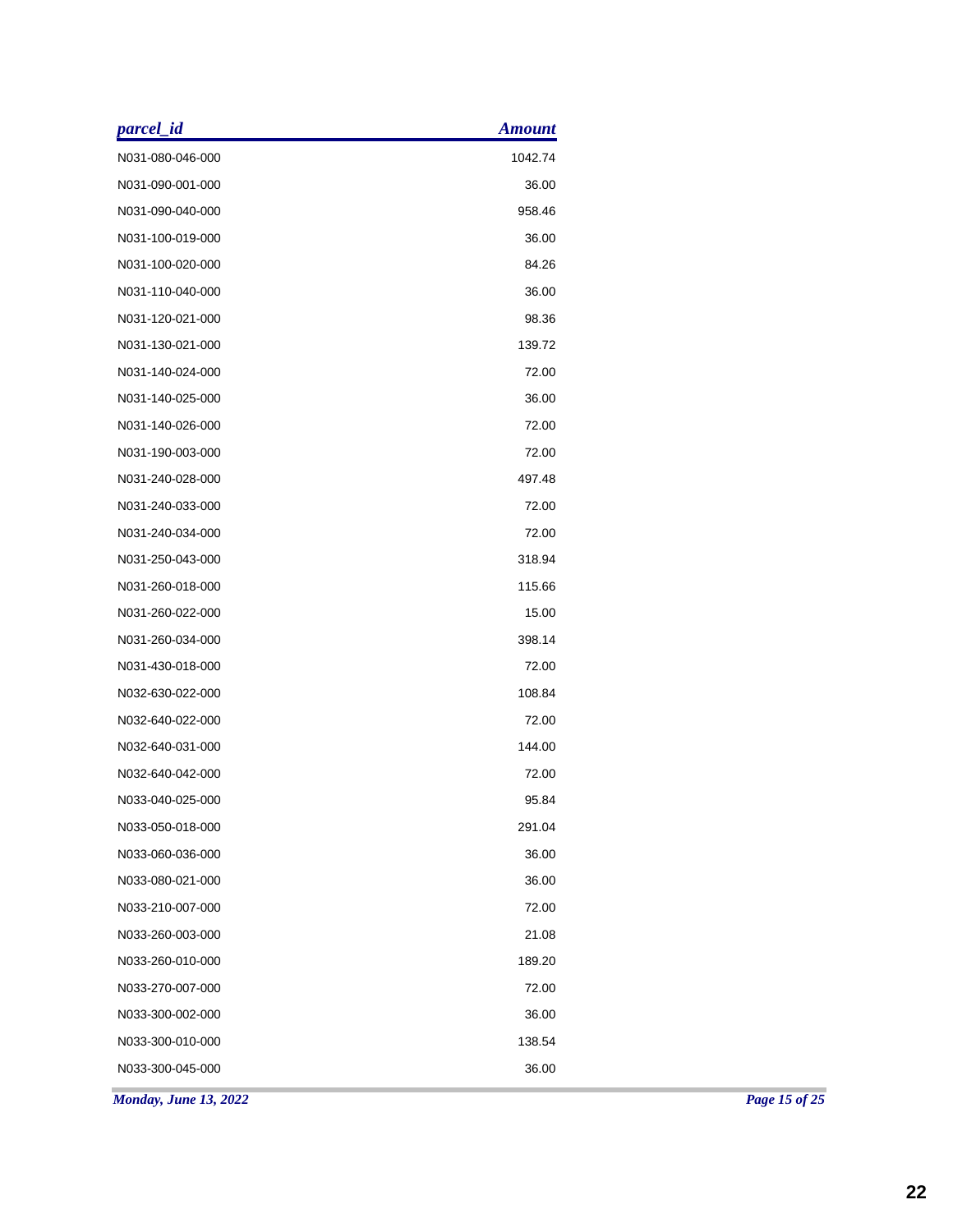| parcel_id | Amount |
|---|---|
| N031-080-046-000 | 1042.74 |
| N031-090-001-000 | 36.00 |
| N031-090-040-000 | 958.46 |
| N031-100-019-000 | 36.00 |
| N031-100-020-000 | 84.26 |
| N031-110-040-000 | 36.00 |
| N031-120-021-000 | 98.36 |
| N031-130-021-000 | 139.72 |
| N031-140-024-000 | 72.00 |
| N031-140-025-000 | 36.00 |
| N031-140-026-000 | 72.00 |
| N031-190-003-000 | 72.00 |
| N031-240-028-000 | 497.48 |
| N031-240-033-000 | 72.00 |
| N031-240-034-000 | 72.00 |
| N031-250-043-000 | 318.94 |
| N031-260-018-000 | 115.66 |
| N031-260-022-000 | 15.00 |
| N031-260-034-000 | 398.14 |
| N031-430-018-000 | 72.00 |
| N032-630-022-000 | 108.84 |
| N032-640-022-000 | 72.00 |
| N032-640-031-000 | 144.00 |
| N032-640-042-000 | 72.00 |
| N033-040-025-000 | 95.84 |
| N033-050-018-000 | 291.04 |
| N033-060-036-000 | 36.00 |
| N033-080-021-000 | 36.00 |
| N033-210-007-000 | 72.00 |
| N033-260-003-000 | 21.08 |
| N033-260-010-000 | 189.20 |
| N033-270-007-000 | 72.00 |
| N033-300-002-000 | 36.00 |
| N033-300-010-000 | 138.54 |
| N033-300-045-000 | 36.00 |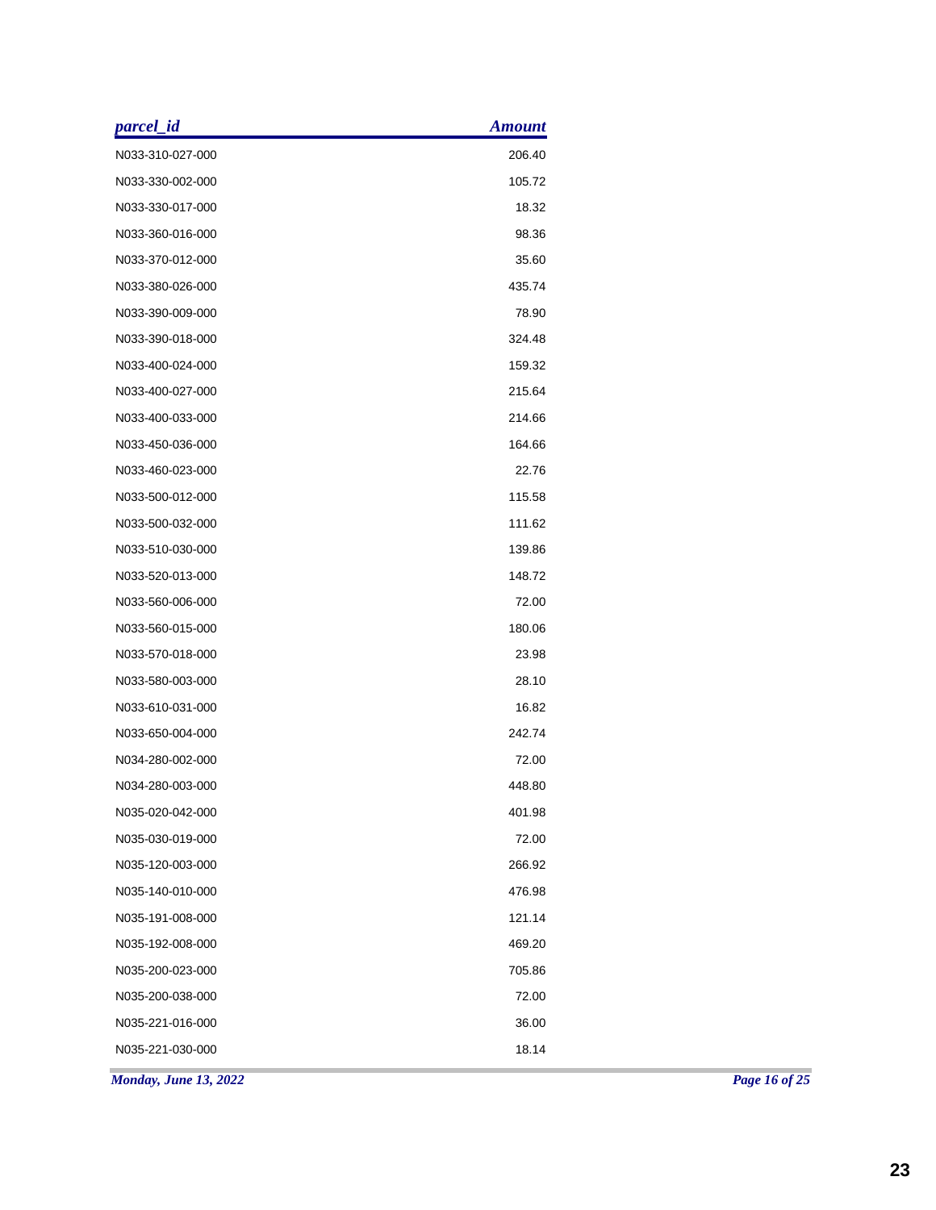| parcel_id | Amount |
| --- | --- |
| N033-310-027-000 | 206.40 |
| N033-330-002-000 | 105.72 |
| N033-330-017-000 | 18.32 |
| N033-360-016-000 | 98.36 |
| N033-370-012-000 | 35.60 |
| N033-380-026-000 | 435.74 |
| N033-390-009-000 | 78.90 |
| N033-390-018-000 | 324.48 |
| N033-400-024-000 | 159.32 |
| N033-400-027-000 | 215.64 |
| N033-400-033-000 | 214.66 |
| N033-450-036-000 | 164.66 |
| N033-460-023-000 | 22.76 |
| N033-500-012-000 | 115.58 |
| N033-500-032-000 | 111.62 |
| N033-510-030-000 | 139.86 |
| N033-520-013-000 | 148.72 |
| N033-560-006-000 | 72.00 |
| N033-560-015-000 | 180.06 |
| N033-570-018-000 | 23.98 |
| N033-580-003-000 | 28.10 |
| N033-610-031-000 | 16.82 |
| N033-650-004-000 | 242.74 |
| N034-280-002-000 | 72.00 |
| N034-280-003-000 | 448.80 |
| N035-020-042-000 | 401.98 |
| N035-030-019-000 | 72.00 |
| N035-120-003-000 | 266.92 |
| N035-140-010-000 | 476.98 |
| N035-191-008-000 | 121.14 |
| N035-192-008-000 | 469.20 |
| N035-200-023-000 | 705.86 |
| N035-200-038-000 | 72.00 |
| N035-221-016-000 | 36.00 |
| N035-221-030-000 | 18.14 |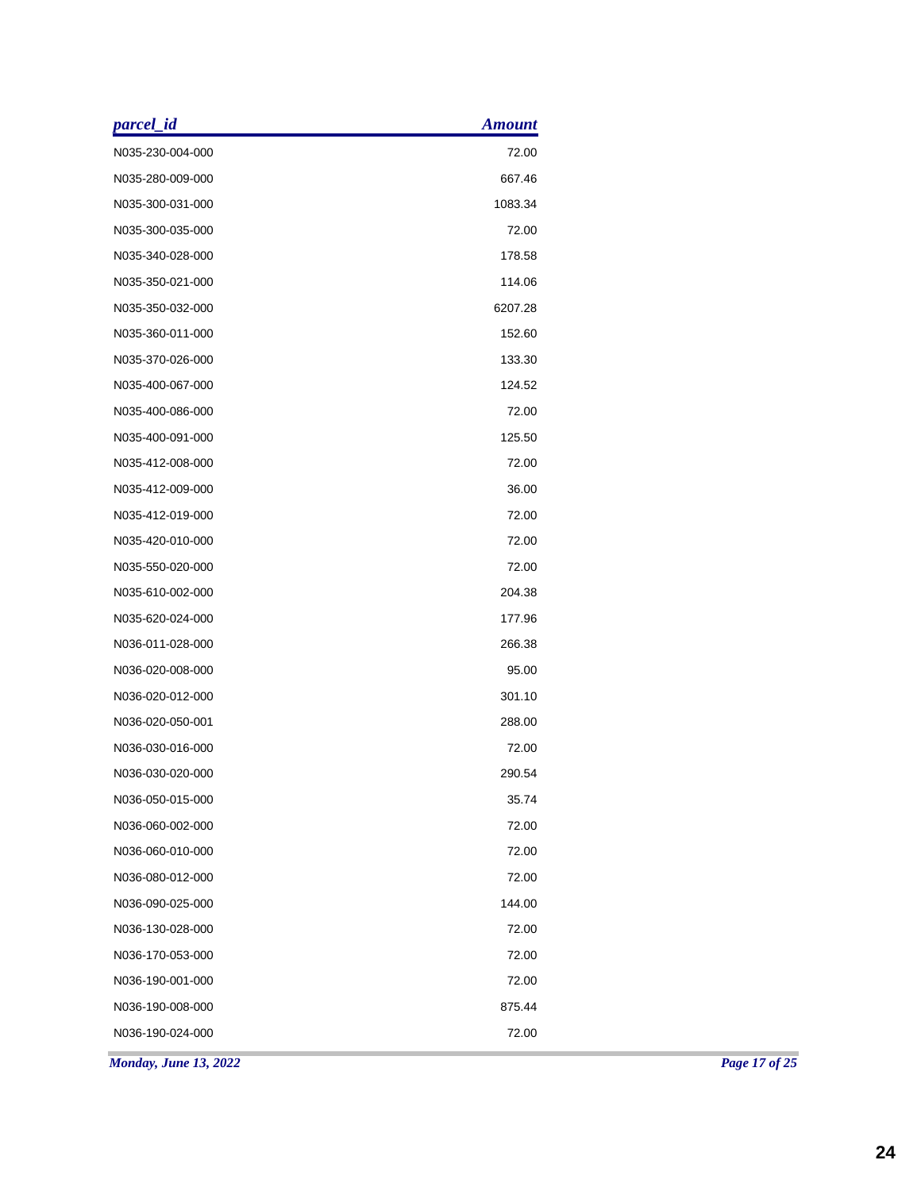| parcel_id | Amount |
|---|---|
| N035-230-004-000 | 72.00 |
| N035-280-009-000 | 667.46 |
| N035-300-031-000 | 1083.34 |
| N035-300-035-000 | 72.00 |
| N035-340-028-000 | 178.58 |
| N035-350-021-000 | 114.06 |
| N035-350-032-000 | 6207.28 |
| N035-360-011-000 | 152.60 |
| N035-370-026-000 | 133.30 |
| N035-400-067-000 | 124.52 |
| N035-400-086-000 | 72.00 |
| N035-400-091-000 | 125.50 |
| N035-412-008-000 | 72.00 |
| N035-412-009-000 | 36.00 |
| N035-412-019-000 | 72.00 |
| N035-420-010-000 | 72.00 |
| N035-550-020-000 | 72.00 |
| N035-610-002-000 | 204.38 |
| N035-620-024-000 | 177.96 |
| N036-011-028-000 | 266.38 |
| N036-020-008-000 | 95.00 |
| N036-020-012-000 | 301.10 |
| N036-020-050-001 | 288.00 |
| N036-030-016-000 | 72.00 |
| N036-030-020-000 | 290.54 |
| N036-050-015-000 | 35.74 |
| N036-060-002-000 | 72.00 |
| N036-060-010-000 | 72.00 |
| N036-080-012-000 | 72.00 |
| N036-090-025-000 | 144.00 |
| N036-130-028-000 | 72.00 |
| N036-170-053-000 | 72.00 |
| N036-190-001-000 | 72.00 |
| N036-190-008-000 | 875.44 |
| N036-190-024-000 | 72.00 |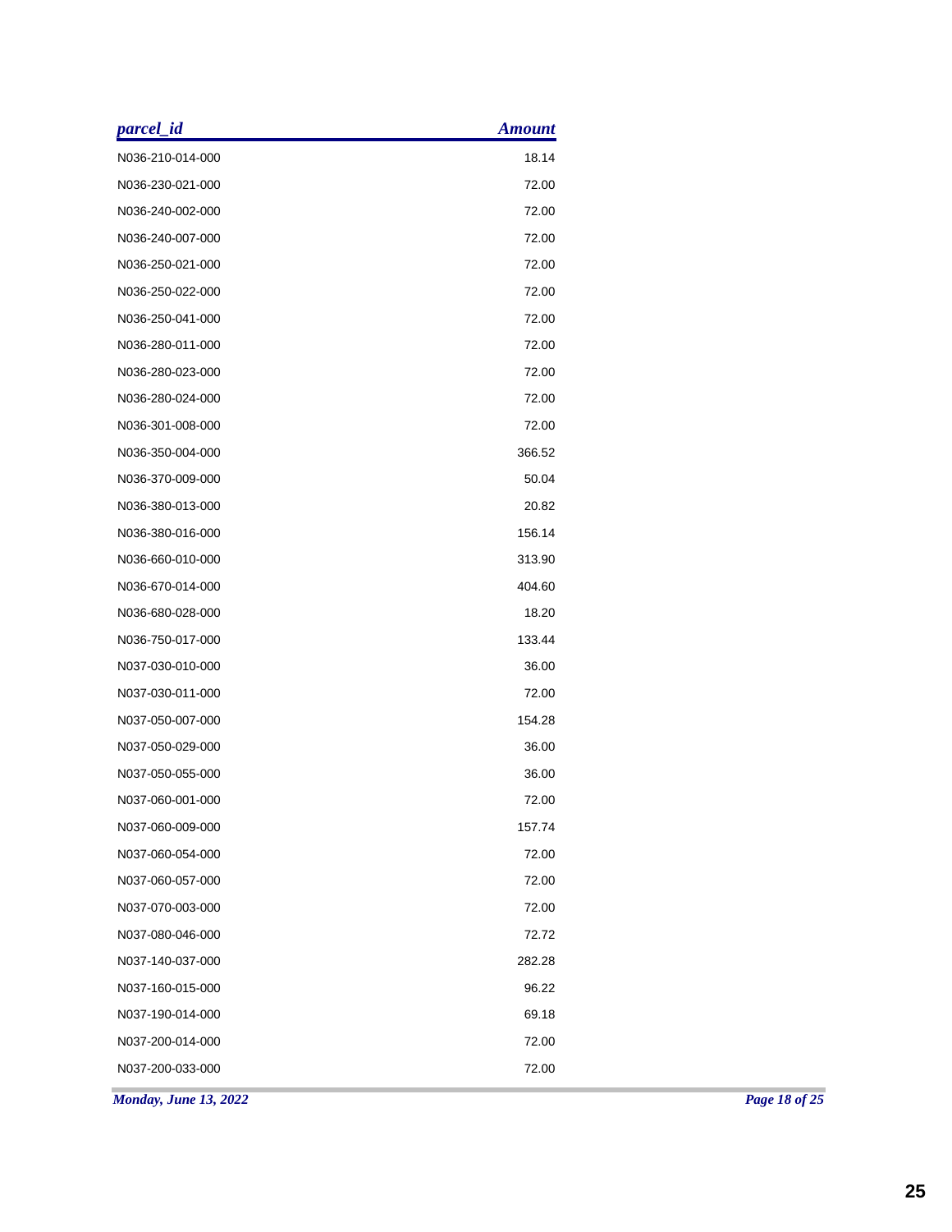| *parcel_id* | *Amount* |
|---|---:|
| N036-210-014-000 | 18.14 |
| N036-230-021-000 | 72.00 |
| N036-240-002-000 | 72.00 |
| N036-240-007-000 | 72.00 |
| N036-250-021-000 | 72.00 |
| N036-250-022-000 | 72.00 |
| N036-250-041-000 | 72.00 |
| N036-280-011-000 | 72.00 |
| N036-280-023-000 | 72.00 |
| N036-280-024-000 | 72.00 |
| N036-301-008-000 | 72.00 |
| N036-350-004-000 | 366.52 |
| N036-370-009-000 | 50.04 |
| N036-380-013-000 | 20.82 |
| N036-380-016-000 | 156.14 |
| N036-660-010-000 | 313.90 |
| N036-670-014-000 | 404.60 |
| N036-680-028-000 | 18.20 |
| N036-750-017-000 | 133.44 |
| N037-030-010-000 | 36.00 |
| N037-030-011-000 | 72.00 |
| N037-050-007-000 | 154.28 |
| N037-050-029-000 | 36.00 |
| N037-050-055-000 | 36.00 |
| N037-060-001-000 | 72.00 |
| N037-060-009-000 | 157.74 |
| N037-060-054-000 | 72.00 |
| N037-060-057-000 | 72.00 |
| N037-070-003-000 | 72.00 |
| N037-080-046-000 | 72.72 |
| N037-140-037-000 | 282.28 |
| N037-160-015-000 | 96.22 |
| N037-190-014-000 | 69.18 |
| N037-200-014-000 | 72.00 |
| N037-200-033-000 | 72.00 |

*Monday, June 13, 2022*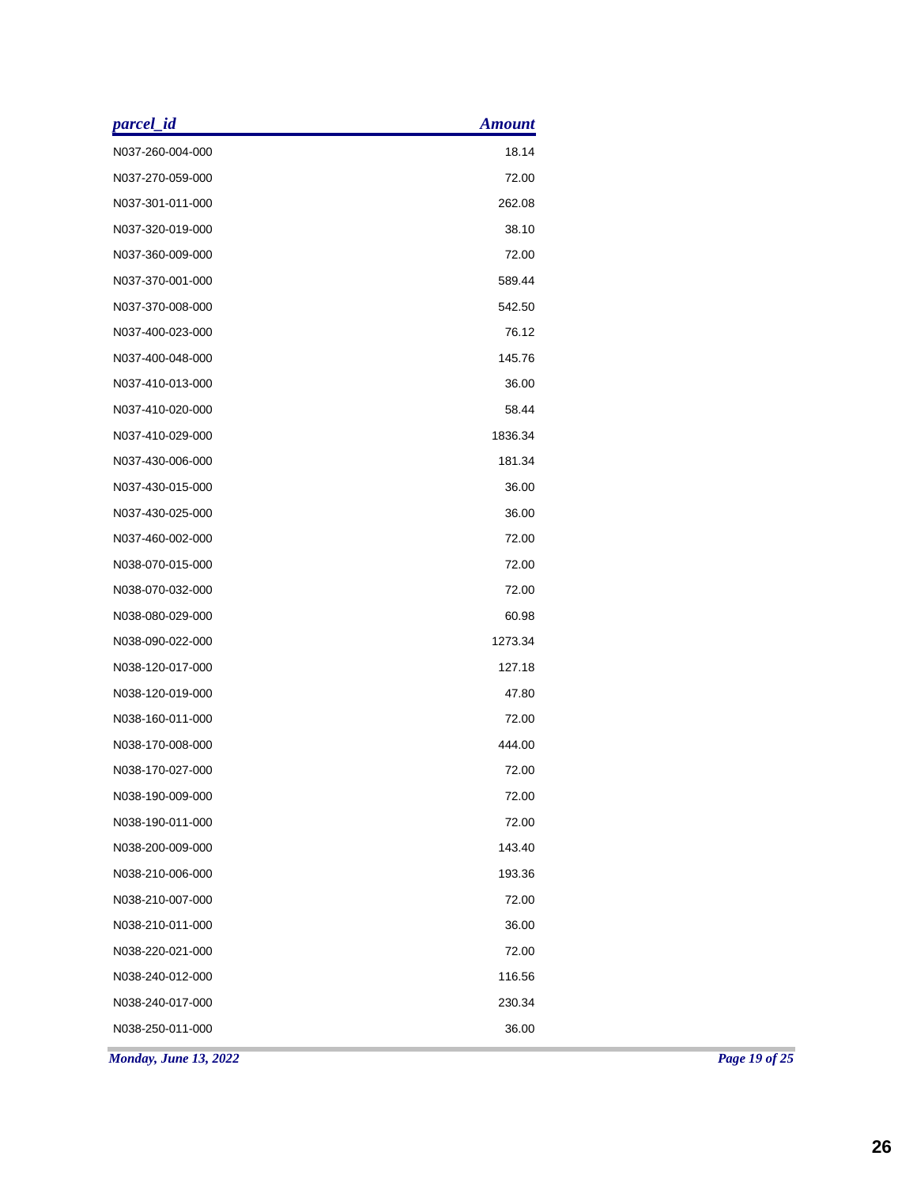| parcel_id | Amount |
|---|---|
| N037-260-004-000 | 18.14 |
| N037-270-059-000 | 72.00 |
| N037-301-011-000 | 262.08 |
| N037-320-019-000 | 38.10 |
| N037-360-009-000 | 72.00 |
| N037-370-001-000 | 589.44 |
| N037-370-008-000 | 542.50 |
| N037-400-023-000 | 76.12 |
| N037-400-048-000 | 145.76 |
| N037-410-013-000 | 36.00 |
| N037-410-020-000 | 58.44 |
| N037-410-029-000 | 1836.34 |
| N037-430-006-000 | 181.34 |
| N037-430-015-000 | 36.00 |
| N037-430-025-000 | 36.00 |
| N037-460-002-000 | 72.00 |
| N038-070-015-000 | 72.00 |
| N038-070-032-000 | 72.00 |
| N038-080-029-000 | 60.98 |
| N038-090-022-000 | 1273.34 |
| N038-120-017-000 | 127.18 |
| N038-120-019-000 | 47.80 |
| N038-160-011-000 | 72.00 |
| N038-170-008-000 | 444.00 |
| N038-170-027-000 | 72.00 |
| N038-190-009-000 | 72.00 |
| N038-190-011-000 | 72.00 |
| N038-200-009-000 | 143.40 |
| N038-210-006-000 | 193.36 |
| N038-210-007-000 | 72.00 |
| N038-210-011-000 | 36.00 |
| N038-220-021-000 | 72.00 |
| N038-240-012-000 | 116.56 |
| N038-240-017-000 | 230.34 |
| N038-250-011-000 | 36.00 |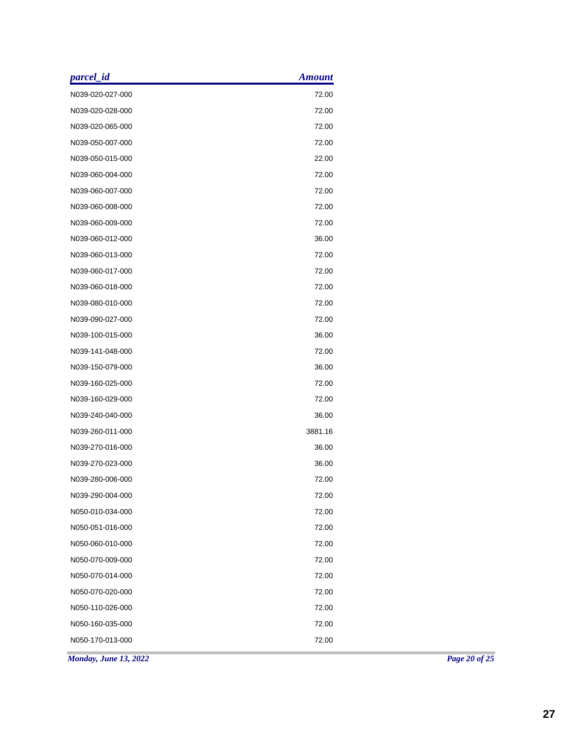| parcel_id | Amount |
| --- | --- |
| N039-020-027-000 | 72.00 |
| N039-020-028-000 | 72.00 |
| N039-020-065-000 | 72.00 |
| N039-050-007-000 | 72.00 |
| N039-050-015-000 | 22.00 |
| N039-060-004-000 | 72.00 |
| N039-060-007-000 | 72.00 |
| N039-060-008-000 | 72.00 |
| N039-060-009-000 | 72.00 |
| N039-060-012-000 | 36.00 |
| N039-060-013-000 | 72.00 |
| N039-060-017-000 | 72.00 |
| N039-060-018-000 | 72.00 |
| N039-080-010-000 | 72.00 |
| N039-090-027-000 | 72.00 |
| N039-100-015-000 | 36.00 |
| N039-141-048-000 | 72.00 |
| N039-150-079-000 | 36.00 |
| N039-160-025-000 | 72.00 |
| N039-160-029-000 | 72.00 |
| N039-240-040-000 | 36.00 |
| N039-260-011-000 | 3881.16 |
| N039-270-016-000 | 36.00 |
| N039-270-023-000 | 36.00 |
| N039-280-006-000 | 72.00 |
| N039-290-004-000 | 72.00 |
| N050-010-034-000 | 72.00 |
| N050-051-016-000 | 72.00 |
| N050-060-010-000 | 72.00 |
| N050-070-009-000 | 72.00 |
| N050-070-014-000 | 72.00 |
| N050-070-020-000 | 72.00 |
| N050-110-026-000 | 72.00 |
| N050-160-035-000 | 72.00 |
| N050-170-013-000 | 72.00 |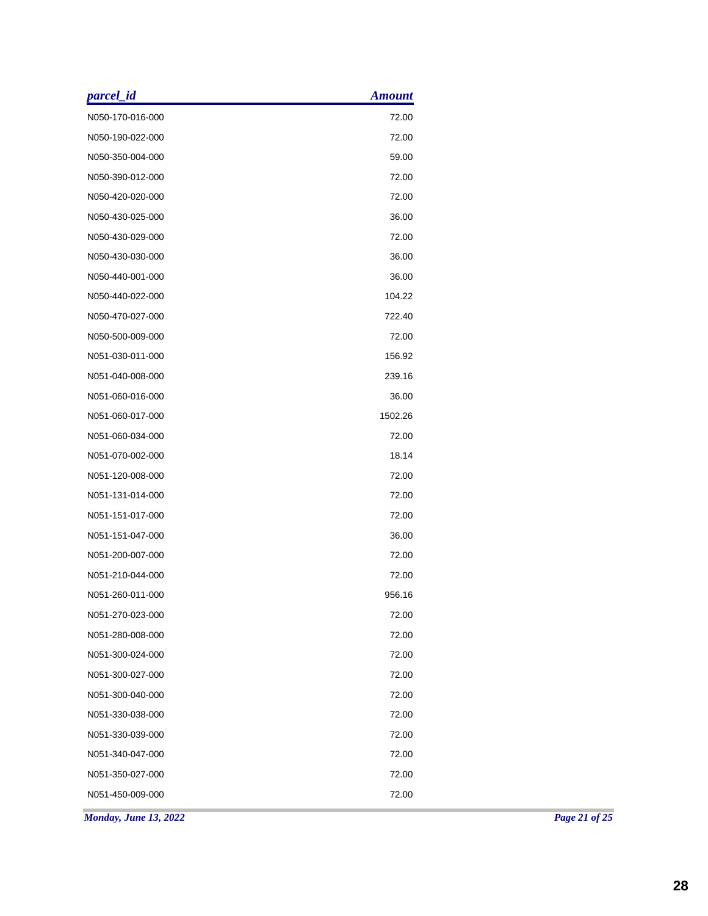| parcel_id | Amount |
|---|---:|
| N050-170-016-000 | 72.00 |
| N050-190-022-000 | 72.00 |
| N050-350-004-000 | 59.00 |
| N050-390-012-000 | 72.00 |
| N050-420-020-000 | 72.00 |
| N050-430-025-000 | 36.00 |
| N050-430-029-000 | 72.00 |
| N050-430-030-000 | 36.00 |
| N050-440-001-000 | 36.00 |
| N050-440-022-000 | 104.22 |
| N050-470-027-000 | 722.40 |
| N050-500-009-000 | 72.00 |
| N051-030-011-000 | 156.92 |
| N051-040-008-000 | 239.16 |
| N051-060-016-000 | 36.00 |
| N051-060-017-000 | 1502.26 |
| N051-060-034-000 | 72.00 |
| N051-070-002-000 | 18.14 |
| N051-120-008-000 | 72.00 |
| N051-131-014-000 | 72.00 |
| N051-151-017-000 | 72.00 |
| N051-151-047-000 | 36.00 |
| N051-200-007-000 | 72.00 |
| N051-210-044-000 | 72.00 |
| N051-260-011-000 | 956.16 |
| N051-270-023-000 | 72.00 |
| N051-280-008-000 | 72.00 |
| N051-300-024-000 | 72.00 |
| N051-300-027-000 | 72.00 |
| N051-300-040-000 | 72.00 |
| N051-330-038-000 | 72.00 |
| N051-330-039-000 | 72.00 |
| N051-340-047-000 | 72.00 |
| N051-350-027-000 | 72.00 |
| N051-450-009-000 | 72.00 |

*Monday, June 13, 2022*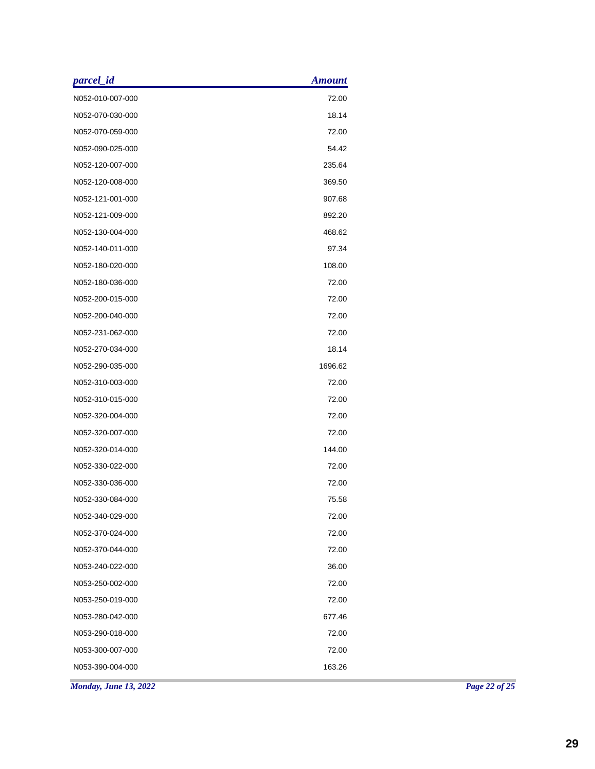| parcel_id | Amount |
|---|---:|
| N052-010-007-000 | 72.00 |
| N052-070-030-000 | 18.14 |
| N052-070-059-000 | 72.00 |
| N052-090-025-000 | 54.42 |
| N052-120-007-000 | 235.64 |
| N052-120-008-000 | 369.50 |
| N052-121-001-000 | 907.68 |
| N052-121-009-000 | 892.20 |
| N052-130-004-000 | 468.62 |
| N052-140-011-000 | 97.34 |
| N052-180-020-000 | 108.00 |
| N052-180-036-000 | 72.00 |
| N052-200-015-000 | 72.00 |
| N052-200-040-000 | 72.00 |
| N052-231-062-000 | 72.00 |
| N052-270-034-000 | 18.14 |
| N052-290-035-000 | 1696.62 |
| N052-310-003-000 | 72.00 |
| N052-310-015-000 | 72.00 |
| N052-320-004-000 | 72.00 |
| N052-320-007-000 | 72.00 |
| N052-320-014-000 | 144.00 |
| N052-330-022-000 | 72.00 |
| N052-330-036-000 | 72.00 |
| N052-330-084-000 | 75.58 |
| N052-340-029-000 | 72.00 |
| N052-370-024-000 | 72.00 |
| N052-370-044-000 | 72.00 |
| N053-240-022-000 | 36.00 |
| N053-250-002-000 | 72.00 |
| N053-250-019-000 | 72.00 |
| N053-280-042-000 | 677.46 |
| N053-290-018-000 | 72.00 |
| N053-300-007-000 | 72.00 |
| N053-390-004-000 | 163.26 |

*Monday, June 13, 2022*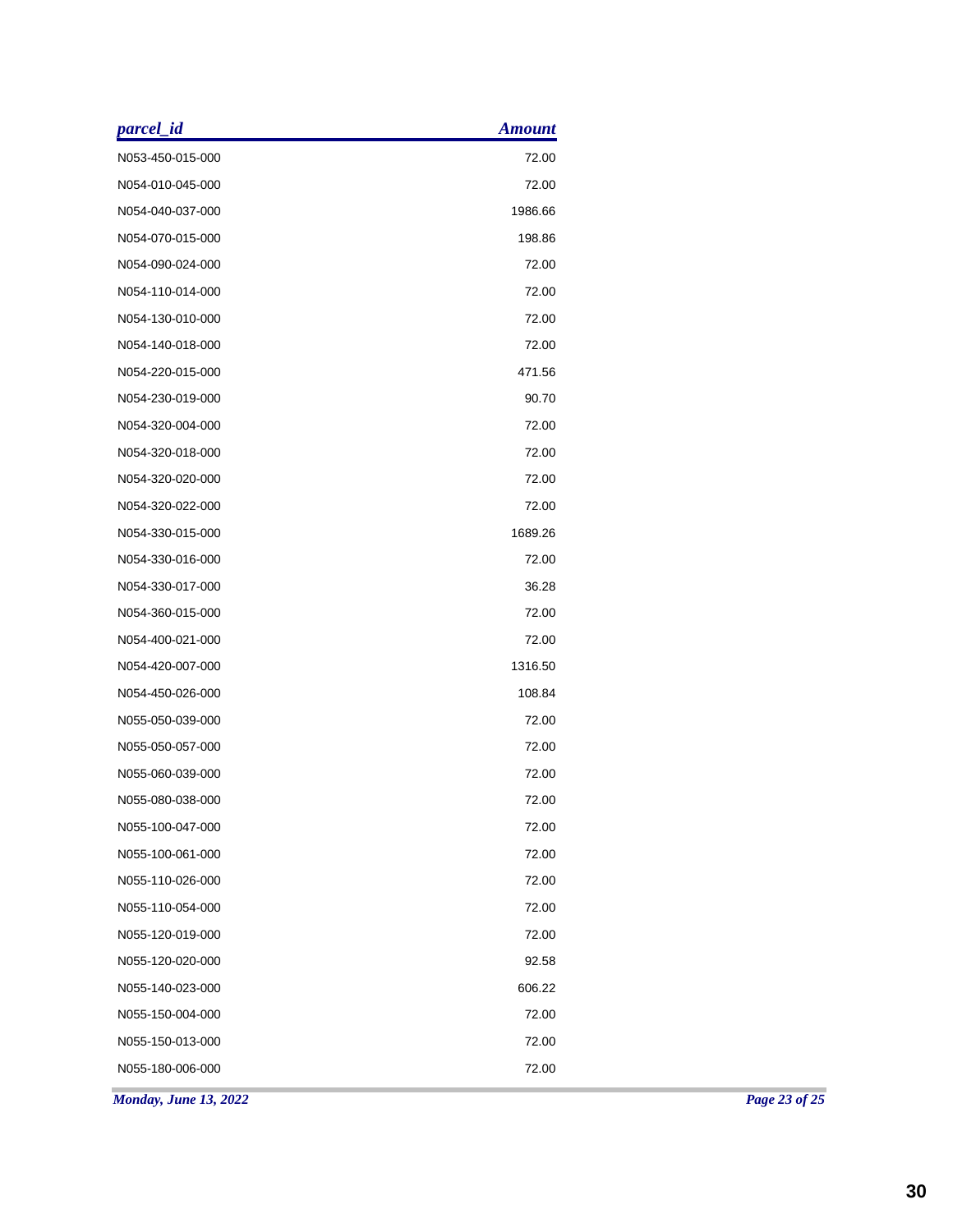| parcel_id | Amount |
|---|---|
| N053-450-015-000 | 72.00 |
| N054-010-045-000 | 72.00 |
| N054-040-037-000 | 1986.66 |
| N054-070-015-000 | 198.86 |
| N054-090-024-000 | 72.00 |
| N054-110-014-000 | 72.00 |
| N054-130-010-000 | 72.00 |
| N054-140-018-000 | 72.00 |
| N054-220-015-000 | 471.56 |
| N054-230-019-000 | 90.70 |
| N054-320-004-000 | 72.00 |
| N054-320-018-000 | 72.00 |
| N054-320-020-000 | 72.00 |
| N054-320-022-000 | 72.00 |
| N054-330-015-000 | 1689.26 |
| N054-330-016-000 | 72.00 |
| N054-330-017-000 | 36.28 |
| N054-360-015-000 | 72.00 |
| N054-400-021-000 | 72.00 |
| N054-420-007-000 | 1316.50 |
| N054-450-026-000 | 108.84 |
| N055-050-039-000 | 72.00 |
| N055-050-057-000 | 72.00 |
| N055-060-039-000 | 72.00 |
| N055-080-038-000 | 72.00 |
| N055-100-047-000 | 72.00 |
| N055-100-061-000 | 72.00 |
| N055-110-026-000 | 72.00 |
| N055-110-054-000 | 72.00 |
| N055-120-019-000 | 72.00 |
| N055-120-020-000 | 92.58 |
| N055-140-023-000 | 606.22 |
| N055-150-004-000 | 72.00 |
| N055-150-013-000 | 72.00 |
| N055-180-006-000 | 72.00 |

*Monday, June 13, 2022*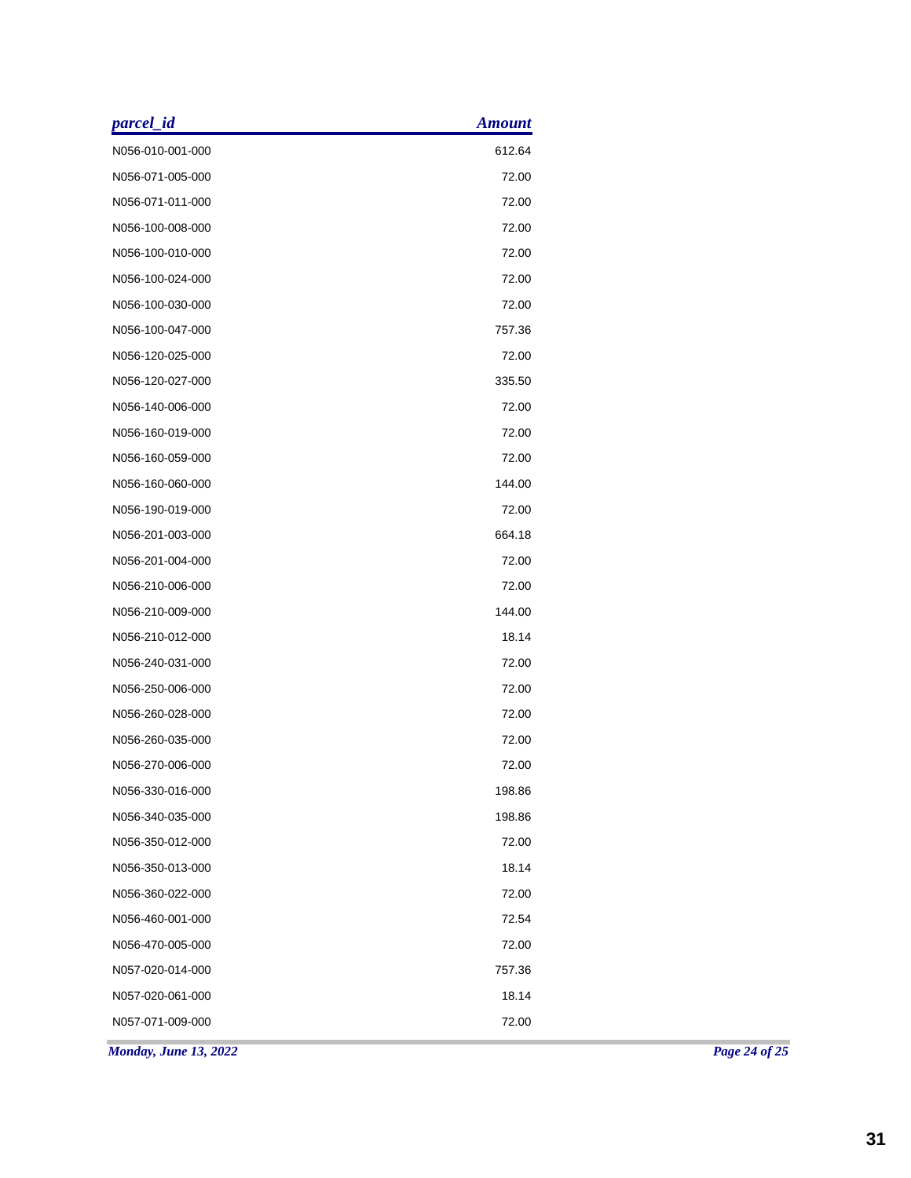| parcel_id | Amount |
|---|---|
| N056-010-001-000 | 612.64 |
| N056-071-005-000 | 72.00 |
| N056-071-011-000 | 72.00 |
| N056-100-008-000 | 72.00 |
| N056-100-010-000 | 72.00 |
| N056-100-024-000 | 72.00 |
| N056-100-030-000 | 72.00 |
| N056-100-047-000 | 757.36 |
| N056-120-025-000 | 72.00 |
| N056-120-027-000 | 335.50 |
| N056-140-006-000 | 72.00 |
| N056-160-019-000 | 72.00 |
| N056-160-059-000 | 72.00 |
| N056-160-060-000 | 144.00 |
| N056-190-019-000 | 72.00 |
| N056-201-003-000 | 664.18 |
| N056-201-004-000 | 72.00 |
| N056-210-006-000 | 72.00 |
| N056-210-009-000 | 144.00 |
| N056-210-012-000 | 18.14 |
| N056-240-031-000 | 72.00 |
| N056-250-006-000 | 72.00 |
| N056-260-028-000 | 72.00 |
| N056-260-035-000 | 72.00 |
| N056-270-006-000 | 72.00 |
| N056-330-016-000 | 198.86 |
| N056-340-035-000 | 198.86 |
| N056-350-012-000 | 72.00 |
| N056-350-013-000 | 18.14 |
| N056-360-022-000 | 72.00 |
| N056-460-001-000 | 72.54 |
| N056-470-005-000 | 72.00 |
| N057-020-014-000 | 757.36 |
| N057-020-061-000 | 18.14 |
| N057-071-009-000 | 72.00 |

*Monday, June 13, 2022*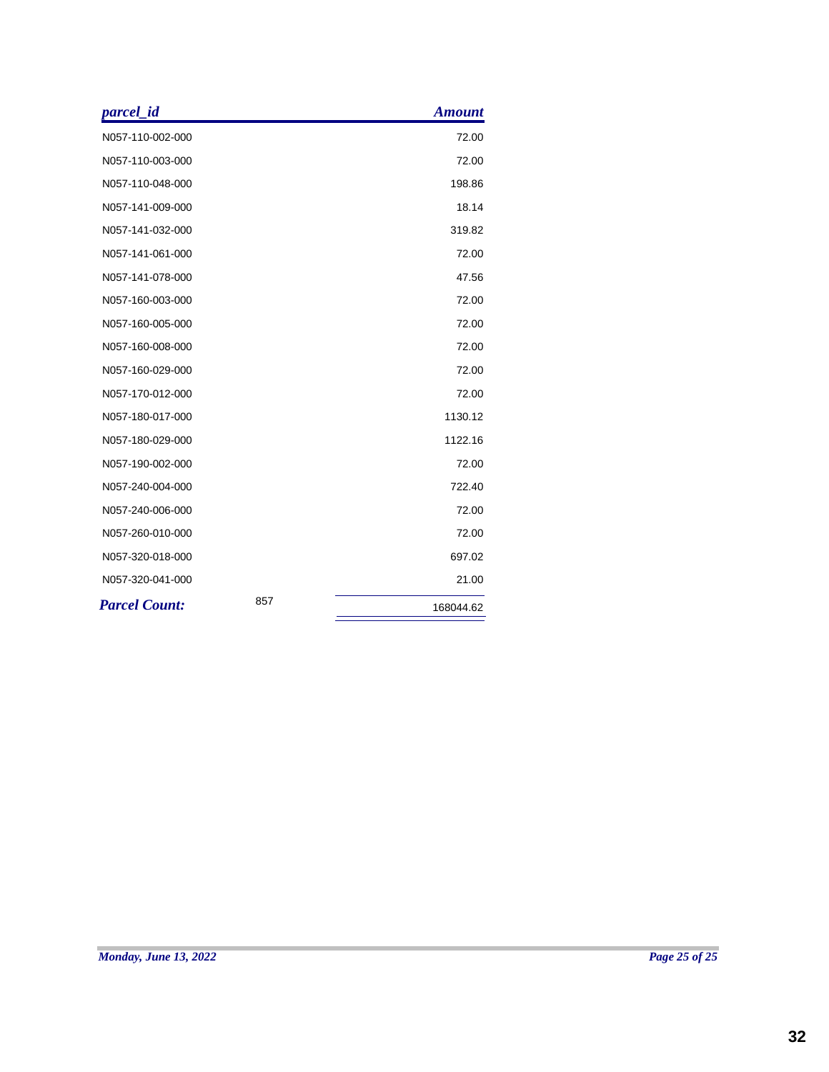| parcel_id | Amount |
| --- | --- |
| N057-110-002-000 | 72.00 |
| N057-110-003-000 | 72.00 |
| N057-110-048-000 | 198.86 |
| N057-141-009-000 | 18.14 |
| N057-141-032-000 | 319.82 |
| N057-141-061-000 | 72.00 |
| N057-141-078-000 | 47.56 |
| N057-160-003-000 | 72.00 |
| N057-160-005-000 | 72.00 |
| N057-160-008-000 | 72.00 |
| N057-160-029-000 | 72.00 |
| N057-170-012-000 | 72.00 |
| N057-180-017-000 | 1130.12 |
| N057-180-029-000 | 1122.16 |
| N057-190-002-000 | 72.00 |
| N057-240-004-000 | 722.40 |
| N057-240-006-000 | 72.00 |
| N057-260-010-000 | 72.00 |
| N057-320-018-000 | 697.02 |
| N057-320-041-000 | 21.00 |
| ***Parcel Count:*** 857 | 168044.62 |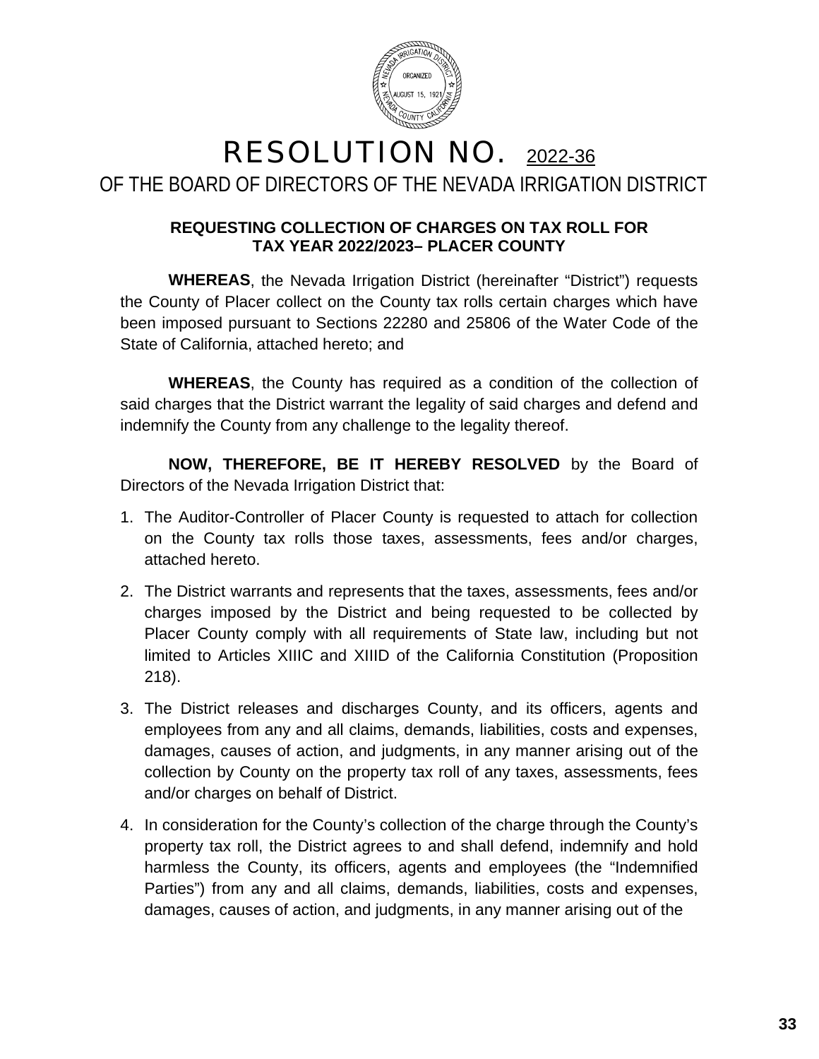# RESOLUTION NO. 2022-36

## OF THE BOARD OF DIRECTORS OF THE NEVADA IRRIGATION DISTRICT

### REQUESTING COLLECTION OF CHARGES ON TAX ROLL FOR TAX YEAR 2022/2023– PLACER COUNTY

**WHEREAS**, the Nevada Irrigation District (hereinafter "District") requests the County of Placer collect on the County tax rolls certain charges which have been imposed pursuant to Sections 22280 and 25806 of the Water Code of the State of California, attached hereto; and

**WHEREAS**, the County has required as a condition of the collection of said charges that the District warrant the legality of said charges and defend and indemnify the County from any challenge to the legality thereof.

**NOW, THEREFORE, BE IT HEREBY RESOLVED** by the Board of Directors of the Nevada Irrigation District that:

1. The Auditor-Controller of Placer County is requested to attach for collection on the County tax rolls those taxes, assessments, fees and/or charges, attached hereto.
2. The District warrants and represents that the taxes, assessments, fees and/or charges imposed by the District and being requested to be collected by Placer County comply with all requirements of State law, including but not limited to Articles XIIIC and XIIID of the California Constitution (Proposition 218).
3. The District releases and discharges County, and its officers, agents and employees from any and all claims, demands, liabilities, costs and expenses, damages, causes of action, and judgments, in any manner arising out of the collection by County on the property tax roll of any taxes, assessments, fees and/or charges on behalf of District.
4. In consideration for the County's collection of the charge through the County's property tax roll, the District agrees to and shall defend, indemnify and hold harmless the County, its officers, agents and employees (the "Indemnified Parties") from any and all claims, demands, liabilities, costs and expenses, damages, causes of action, and judgments, in any manner arising out of the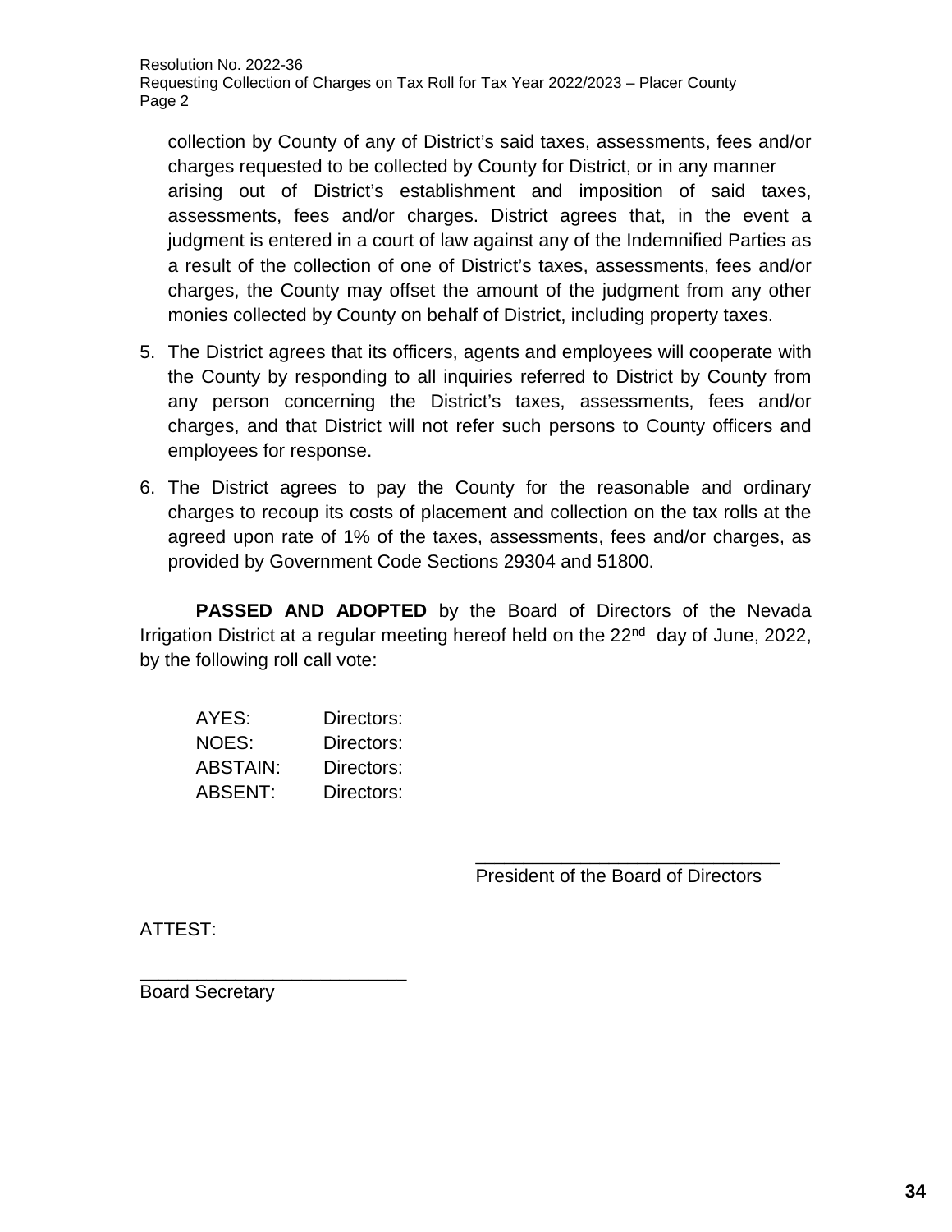collection by County of any of District's said taxes, assessments, fees and/or charges requested to be collected by County for District, or in any manner arising out of District's establishment and imposition of said taxes, assessments, fees and/or charges. District agrees that, in the event a judgment is entered in a court of law against any of the Indemnified Parties as a result of the collection of one of District's taxes, assessments, fees and/or charges, the County may offset the amount of the judgment from any other monies collected by County on behalf of District, including property taxes.

5. The District agrees that its officers, agents and employees will cooperate with the County by responding to all inquiries referred to District by County from any person concerning the District's taxes, assessments, fees and/or charges, and that District will not refer such persons to County officers and employees for response.

6. The District agrees to pay the County for the reasonable and ordinary charges to recoup its costs of placement and collection on the tax rolls at the agreed upon rate of 1% of the taxes, assessments, fees and/or charges, as provided by Government Code Sections 29304 and 51800.

**PASSED AND ADOPTED** by the Board of Directors of the Nevada Irrigation District at a regular meeting hereof held on the 22nd day of June, 2022, by the following roll call vote:

AYES: Directors:
NOES: Directors:
ABSTAIN: Directors:
ABSENT: Directors:

\_\_\_\_\_\_\_\_\_\_\_\_\_\_\_\_\_\_\_\_\_\_\_\_\_\_\_\_\_\_
President of the Board of Directors

ATTEST:

\_\_\_\_\_\_\_\_\_\_\_\_\_\_\_\_\_\_\_\_\_\_\_\_\_\_\_
Board Secretary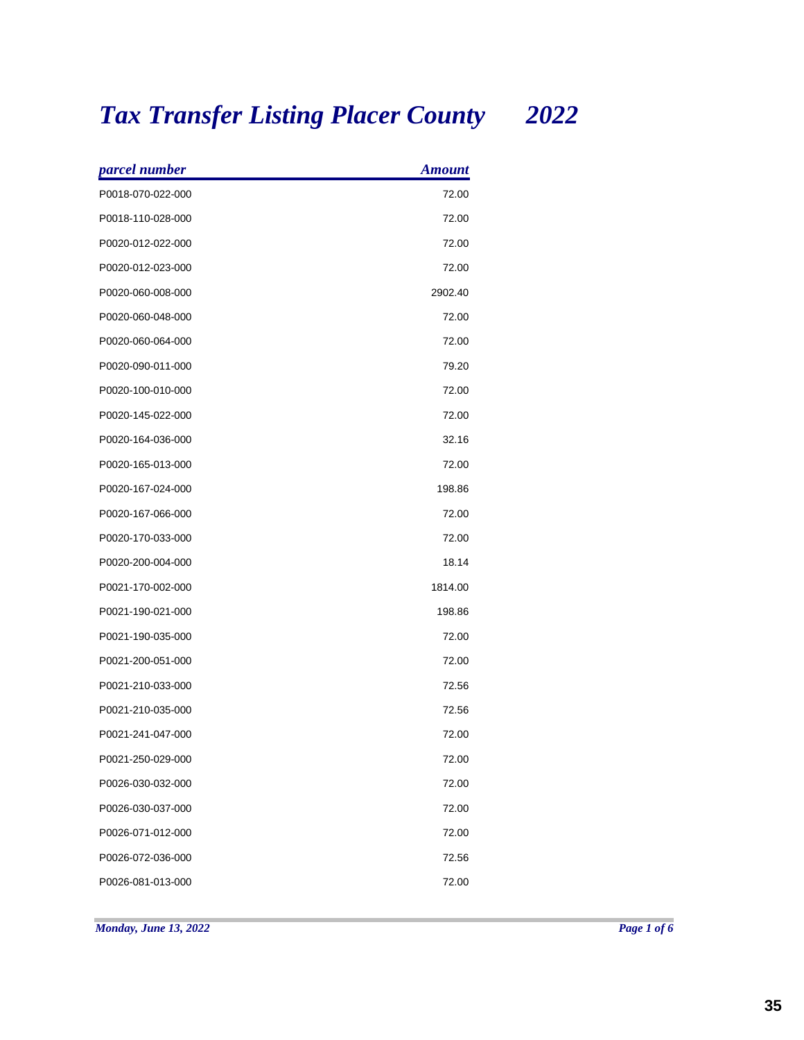# *Tax Transfer Listing Placer County 2022*

| *parcel number* | *Amount* |
|---|---|
| P0018-070-022-000 | 72.00 |
| P0018-110-028-000 | 72.00 |
| P0020-012-022-000 | 72.00 |
| P0020-012-023-000 | 72.00 |
| P0020-060-008-000 | 2902.40 |
| P0020-060-048-000 | 72.00 |
| P0020-060-064-000 | 72.00 |
| P0020-090-011-000 | 79.20 |
| P0020-100-010-000 | 72.00 |
| P0020-145-022-000 | 72.00 |
| P0020-164-036-000 | 32.16 |
| P0020-165-013-000 | 72.00 |
| P0020-167-024-000 | 198.86 |
| P0020-167-066-000 | 72.00 |
| P0020-170-033-000 | 72.00 |
| P0020-200-004-000 | 18.14 |
| P0021-170-002-000 | 1814.00 |
| P0021-190-021-000 | 198.86 |
| P0021-190-035-000 | 72.00 |
| P0021-200-051-000 | 72.00 |
| P0021-210-033-000 | 72.56 |
| P0021-210-035-000 | 72.56 |
| P0021-241-047-000 | 72.00 |
| P0021-250-029-000 | 72.00 |
| P0026-030-032-000 | 72.00 |
| P0026-030-037-000 | 72.00 |
| P0026-071-012-000 | 72.00 |
| P0026-072-036-000 | 72.56 |
| P0026-081-013-000 | 72.00 |

*Monday, June 13, 2022*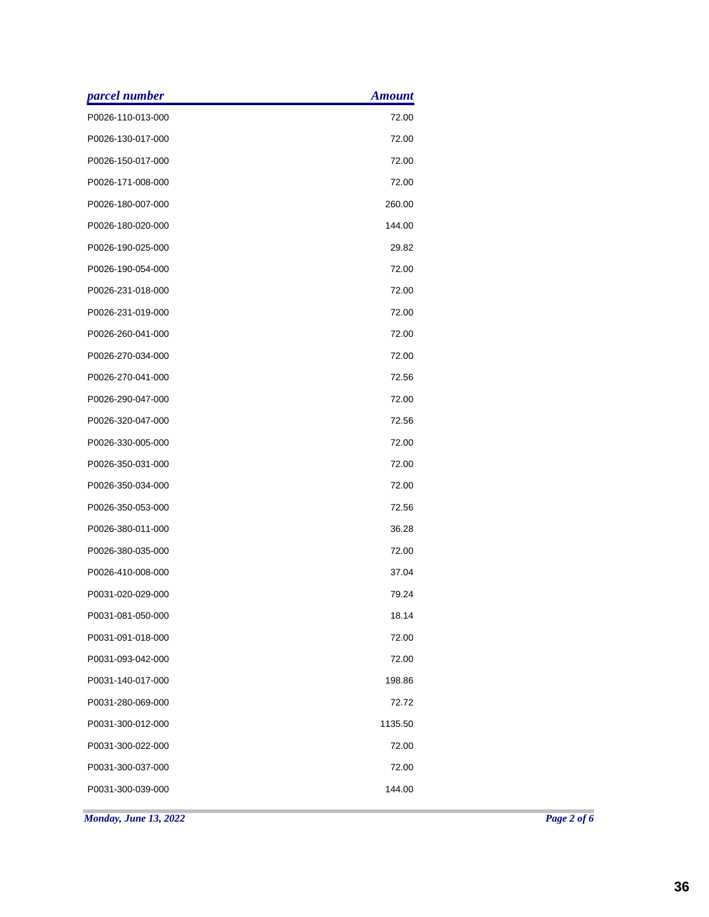| parcel number | Amount |
|---|---:|
| P0026-110-013-000 | 72.00 |
| P0026-130-017-000 | 72.00 |
| P0026-150-017-000 | 72.00 |
| P0026-171-008-000 | 72.00 |
| P0026-180-007-000 | 260.00 |
| P0026-180-020-000 | 144.00 |
| P0026-190-025-000 | 29.82 |
| P0026-190-054-000 | 72.00 |
| P0026-231-018-000 | 72.00 |
| P0026-231-019-000 | 72.00 |
| P0026-260-041-000 | 72.00 |
| P0026-270-034-000 | 72.00 |
| P0026-270-041-000 | 72.56 |
| P0026-290-047-000 | 72.00 |
| P0026-320-047-000 | 72.56 |
| P0026-330-005-000 | 72.00 |
| P0026-350-031-000 | 72.00 |
| P0026-350-034-000 | 72.00 |
| P0026-350-053-000 | 72.56 |
| P0026-380-011-000 | 36.28 |
| P0026-380-035-000 | 72.00 |
| P0026-410-008-000 | 37.04 |
| P0031-020-029-000 | 79.24 |
| P0031-081-050-000 | 18.14 |
| P0031-091-018-000 | 72.00 |
| P0031-093-042-000 | 72.00 |
| P0031-140-017-000 | 198.86 |
| P0031-280-069-000 | 72.72 |
| P0031-300-012-000 | 1135.50 |
| P0031-300-022-000 | 72.00 |
| P0031-300-037-000 | 72.00 |
| P0031-300-039-000 | 144.00 |

*Monday, June 13, 2022*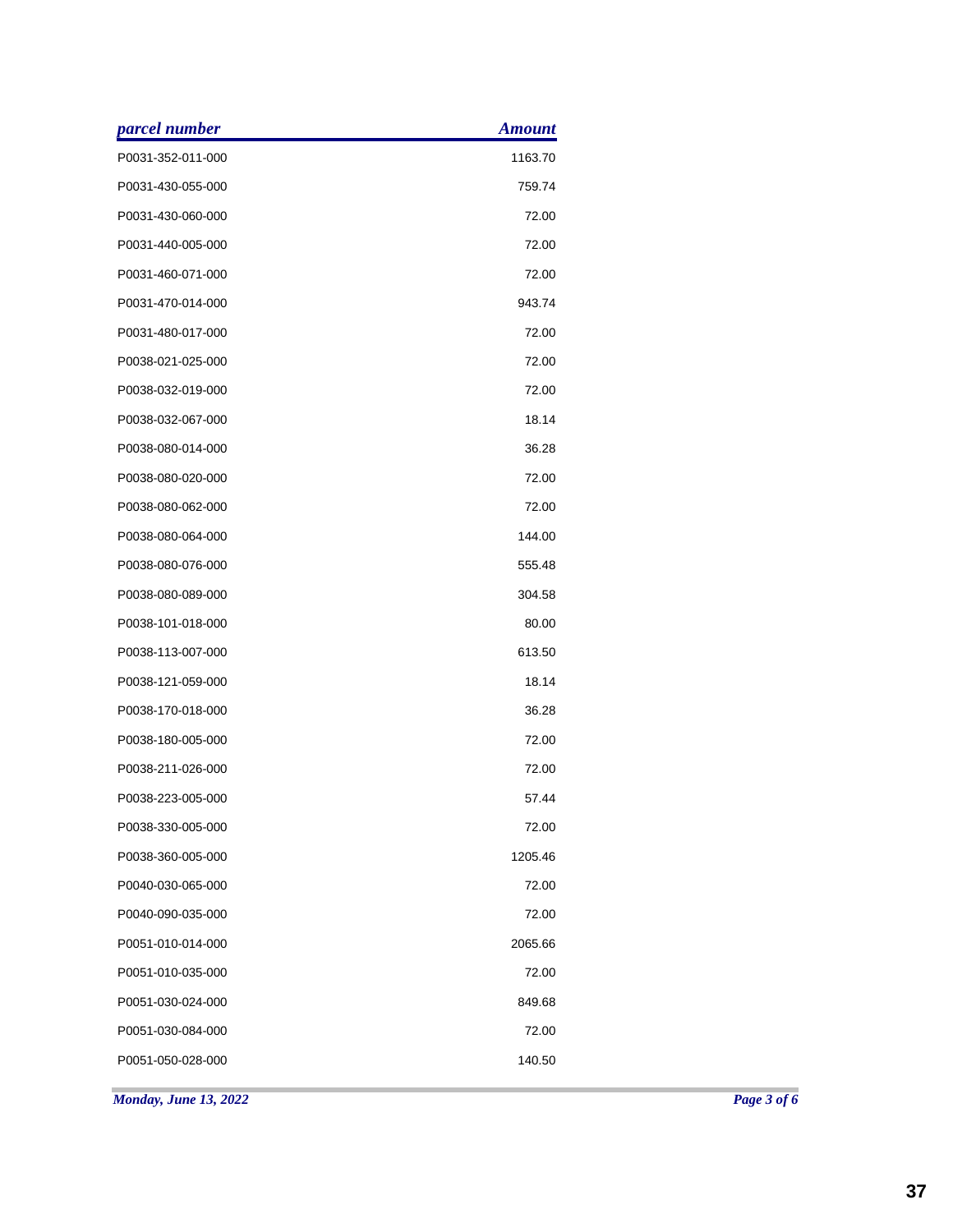| *parcel number* | *Amount* |
| --- | ---: |
| P0031-352-011-000 | 1163.70 |
| P0031-430-055-000 | 759.74 |
| P0031-430-060-000 | 72.00 |
| P0031-440-005-000 | 72.00 |
| P0031-460-071-000 | 72.00 |
| P0031-470-014-000 | 943.74 |
| P0031-480-017-000 | 72.00 |
| P0038-021-025-000 | 72.00 |
| P0038-032-019-000 | 72.00 |
| P0038-032-067-000 | 18.14 |
| P0038-080-014-000 | 36.28 |
| P0038-080-020-000 | 72.00 |
| P0038-080-062-000 | 72.00 |
| P0038-080-064-000 | 144.00 |
| P0038-080-076-000 | 555.48 |
| P0038-080-089-000 | 304.58 |
| P0038-101-018-000 | 80.00 |
| P0038-113-007-000 | 613.50 |
| P0038-121-059-000 | 18.14 |
| P0038-170-018-000 | 36.28 |
| P0038-180-005-000 | 72.00 |
| P0038-211-026-000 | 72.00 |
| P0038-223-005-000 | 57.44 |
| P0038-330-005-000 | 72.00 |
| P0038-360-005-000 | 1205.46 |
| P0040-030-065-000 | 72.00 |
| P0040-090-035-000 | 72.00 |
| P0051-010-014-000 | 2065.66 |
| P0051-010-035-000 | 72.00 |
| P0051-030-024-000 | 849.68 |
| P0051-030-084-000 | 72.00 |
| P0051-050-028-000 | 140.50 |

*Monday, June 13, 2022*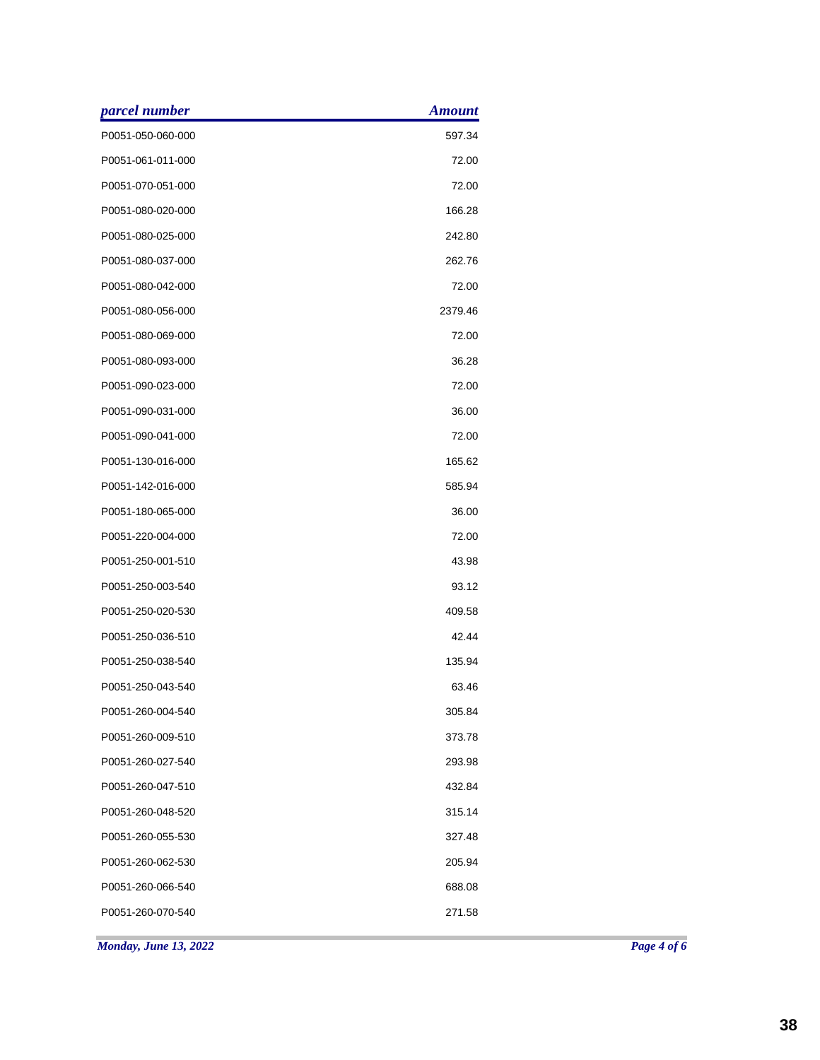| *parcel number* | *Amount* |
| --- | ---: |
| P0051-050-060-000 | 597.34 |
| P0051-061-011-000 | 72.00 |
| P0051-070-051-000 | 72.00 |
| P0051-080-020-000 | 166.28 |
| P0051-080-025-000 | 242.80 |
| P0051-080-037-000 | 262.76 |
| P0051-080-042-000 | 72.00 |
| P0051-080-056-000 | 2379.46 |
| P0051-080-069-000 | 72.00 |
| P0051-080-093-000 | 36.28 |
| P0051-090-023-000 | 72.00 |
| P0051-090-031-000 | 36.00 |
| P0051-090-041-000 | 72.00 |
| P0051-130-016-000 | 165.62 |
| P0051-142-016-000 | 585.94 |
| P0051-180-065-000 | 36.00 |
| P0051-220-004-000 | 72.00 |
| P0051-250-001-510 | 43.98 |
| P0051-250-003-540 | 93.12 |
| P0051-250-020-530 | 409.58 |
| P0051-250-036-510 | 42.44 |
| P0051-250-038-540 | 135.94 |
| P0051-250-043-540 | 63.46 |
| P0051-260-004-540 | 305.84 |
| P0051-260-009-510 | 373.78 |
| P0051-260-027-540 | 293.98 |
| P0051-260-047-510 | 432.84 |
| P0051-260-048-520 | 315.14 |
| P0051-260-055-530 | 327.48 |
| P0051-260-062-530 | 205.94 |
| P0051-260-066-540 | 688.08 |
| P0051-260-070-540 | 271.58 |

*Monday, June 13, 2022*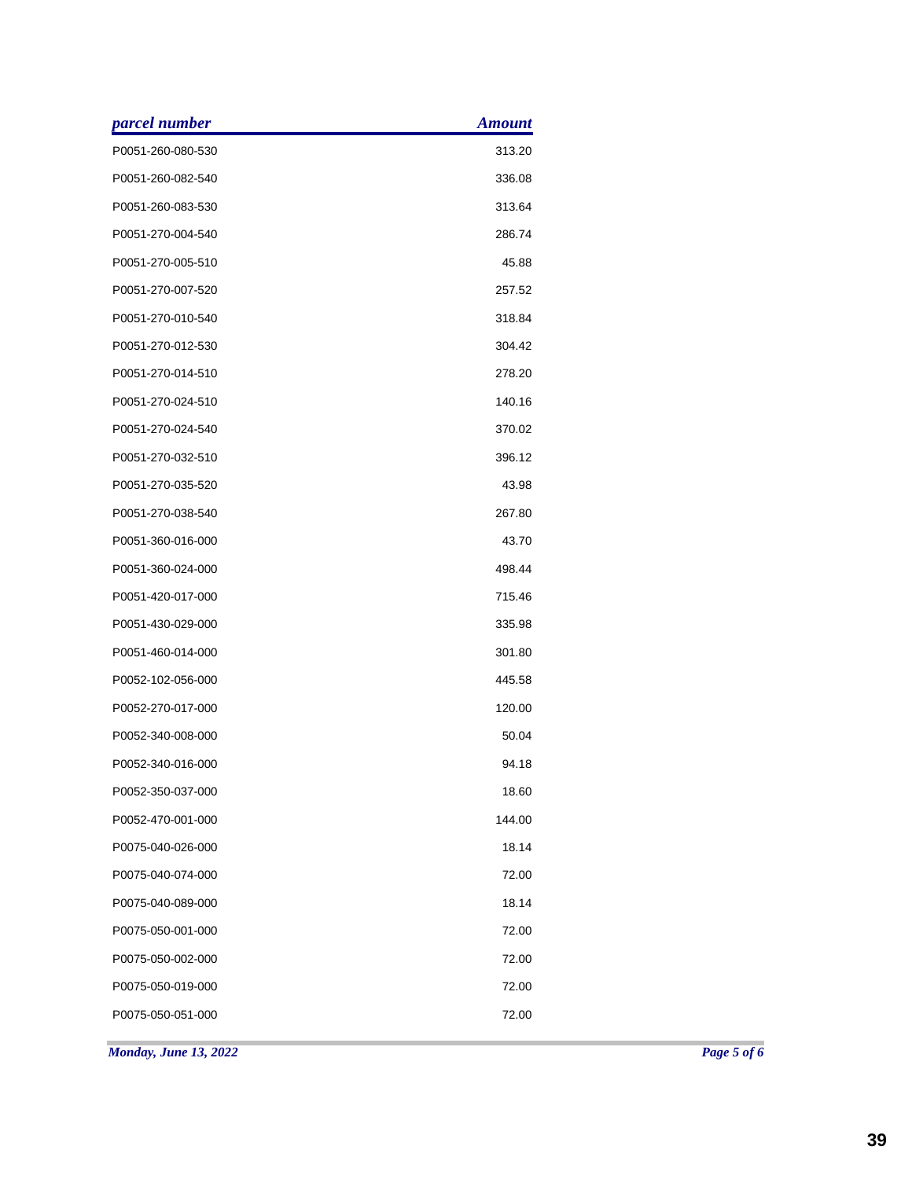| *parcel number* | *Amount* |
|---|---:|
| P0051-260-080-530 | 313.20 |
| P0051-260-082-540 | 336.08 |
| P0051-260-083-530 | 313.64 |
| P0051-270-004-540 | 286.74 |
| P0051-270-005-510 | 45.88 |
| P0051-270-007-520 | 257.52 |
| P0051-270-010-540 | 318.84 |
| P0051-270-012-530 | 304.42 |
| P0051-270-014-510 | 278.20 |
| P0051-270-024-510 | 140.16 |
| P0051-270-024-540 | 370.02 |
| P0051-270-032-510 | 396.12 |
| P0051-270-035-520 | 43.98 |
| P0051-270-038-540 | 267.80 |
| P0051-360-016-000 | 43.70 |
| P0051-360-024-000 | 498.44 |
| P0051-420-017-000 | 715.46 |
| P0051-430-029-000 | 335.98 |
| P0051-460-014-000 | 301.80 |
| P0052-102-056-000 | 445.58 |
| P0052-270-017-000 | 120.00 |
| P0052-340-008-000 | 50.04 |
| P0052-340-016-000 | 94.18 |
| P0052-350-037-000 | 18.60 |
| P0052-470-001-000 | 144.00 |
| P0075-040-026-000 | 18.14 |
| P0075-040-074-000 | 72.00 |
| P0075-040-089-000 | 18.14 |
| P0075-050-001-000 | 72.00 |
| P0075-050-002-000 | 72.00 |
| P0075-050-019-000 | 72.00 |
| P0075-050-051-000 | 72.00 |

*Monday, June 13, 2022*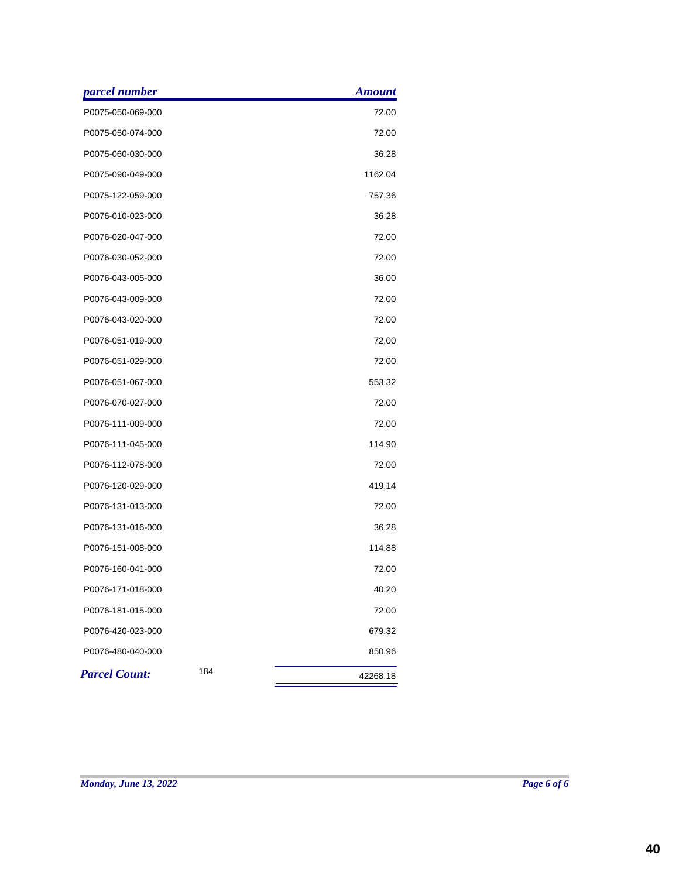| *parcel number* | *Amount* |
| --- | --- |
| P0075-050-069-000 | 72.00 |
| P0075-050-074-000 | 72.00 |
| P0075-060-030-000 | 36.28 |
| P0075-090-049-000 | 1162.04 |
| P0075-122-059-000 | 757.36 |
| P0076-010-023-000 | 36.28 |
| P0076-020-047-000 | 72.00 |
| P0076-030-052-000 | 72.00 |
| P0076-043-005-000 | 36.00 |
| P0076-043-009-000 | 72.00 |
| P0076-043-020-000 | 72.00 |
| P0076-051-019-000 | 72.00 |
| P0076-051-029-000 | 72.00 |
| P0076-051-067-000 | 553.32 |
| P0076-070-027-000 | 72.00 |
| P0076-111-009-000 | 72.00 |
| P0076-111-045-000 | 114.90 |
| P0076-112-078-000 | 72.00 |
| P0076-120-029-000 | 419.14 |
| P0076-131-013-000 | 72.00 |
| P0076-131-016-000 | 36.28 |
| P0076-151-008-000 | 114.88 |
| P0076-160-041-000 | 72.00 |
| P0076-171-018-000 | 40.20 |
| P0076-181-015-000 | 72.00 |
| P0076-420-023-000 | 679.32 |
| P0076-480-040-000 | 850.96 |
| ***Parcel Count:*** 184 | 42268.18 |

*Monday, June 13, 2022*